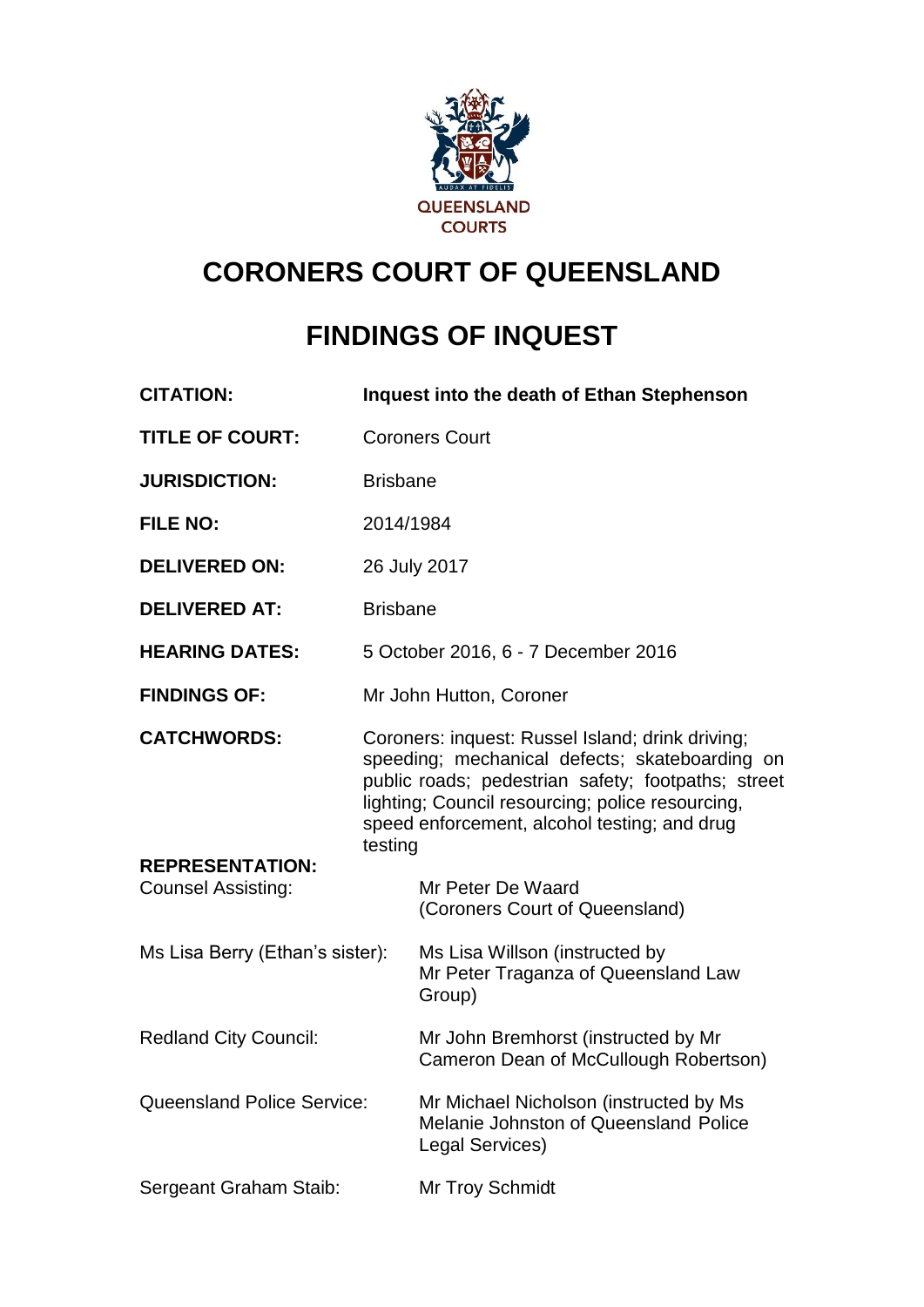QUEENSLAND COURTS

# CORONERS COURT OF QUEENSLAND

# FINDINGS OF INQUEST

| | |
|---|---|
| **CITATION:** | **Inquest into the death of Ethan Stephenson** |
| **TITLE OF COURT:** | Coroners Court |
| **JURISDICTION:** | Brisbane |
| **FILE NO:** | 2014/1984 |
| **DELIVERED ON:** | 26 July 2017 |
| **DELIVERED AT:** | Brisbane |
| **HEARING DATES:** | 5 October 2016, 6 - 7 December 2016 |
| **FINDINGS OF:** | Mr John Hutton, Coroner |
| **CATCHWORDS:** | Coroners: inquest: Russel Island; drink driving; speeding; mechanical defects; skateboarding on public roads; pedestrian safety; footpaths; street lighting; Council resourcing; police resourcing, speed enforcement, alcohol testing; and drug testing |

**REPRESENTATION:**

| | |
|---|---|
| Counsel Assisting: | Mr Peter De Waard (Coroners Court of Queensland) |
| Ms Lisa Berry (Ethan's sister): | Ms Lisa Willson (instructed by Mr Peter Traganza of Queensland Law Group) |
| Redland City Council: | Mr John Bremhorst (instructed by Mr Cameron Dean of McCullough Robertson) |
| Queensland Police Service: | Mr Michael Nicholson (instructed by Ms Melanie Johnston of Queensland Police Legal Services) |
| Sergeant Graham Staib: | Mr Troy Schmidt |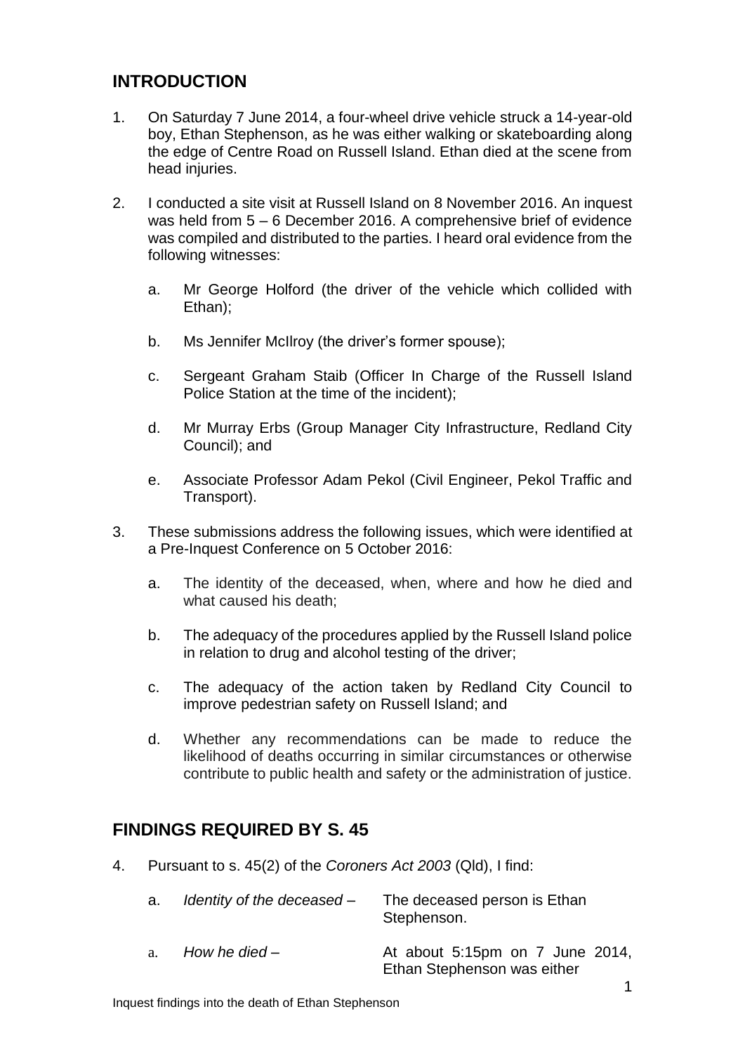## INTRODUCTION

1. On Saturday 7 June 2014, a four-wheel drive vehicle struck a 14-year-old boy, Ethan Stephenson, as he was either walking or skateboarding along the edge of Centre Road on Russell Island. Ethan died at the scene from head injuries.

2. I conducted a site visit at Russell Island on 8 November 2016. An inquest was held from 5 – 6 December 2016. A comprehensive brief of evidence was compiled and distributed to the parties. I heard oral evidence from the following witnesses:

   a. Mr George Holford (the driver of the vehicle which collided with Ethan);

   b. Ms Jennifer McIlroy (the driver's former spouse);

   c. Sergeant Graham Staib (Officer In Charge of the Russell Island Police Station at the time of the incident);

   d. Mr Murray Erbs (Group Manager City Infrastructure, Redland City Council); and

   e. Associate Professor Adam Pekol (Civil Engineer, Pekol Traffic and Transport).

3. These submissions address the following issues, which were identified at a Pre-Inquest Conference on 5 October 2016:

   a. The identity of the deceased, when, where and how he died and what caused his death;

   b. The adequacy of the procedures applied by the Russell Island police in relation to drug and alcohol testing of the driver;

   c. The adequacy of the action taken by Redland City Council to improve pedestrian safety on Russell Island; and

   d. Whether any recommendations can be made to reduce the likelihood of deaths occurring in similar circumstances or otherwise contribute to public health and safety or the administration of justice.

## FINDINGS REQUIRED BY S. 45

4. Pursuant to s. 45(2) of the *Coroners Act 2003* (Qld), I find:

   a. *Identity of the deceased* – The deceased person is Ethan Stephenson.

   a. *How he died* – At about 5:15pm on 7 June 2014, Ethan Stephenson was either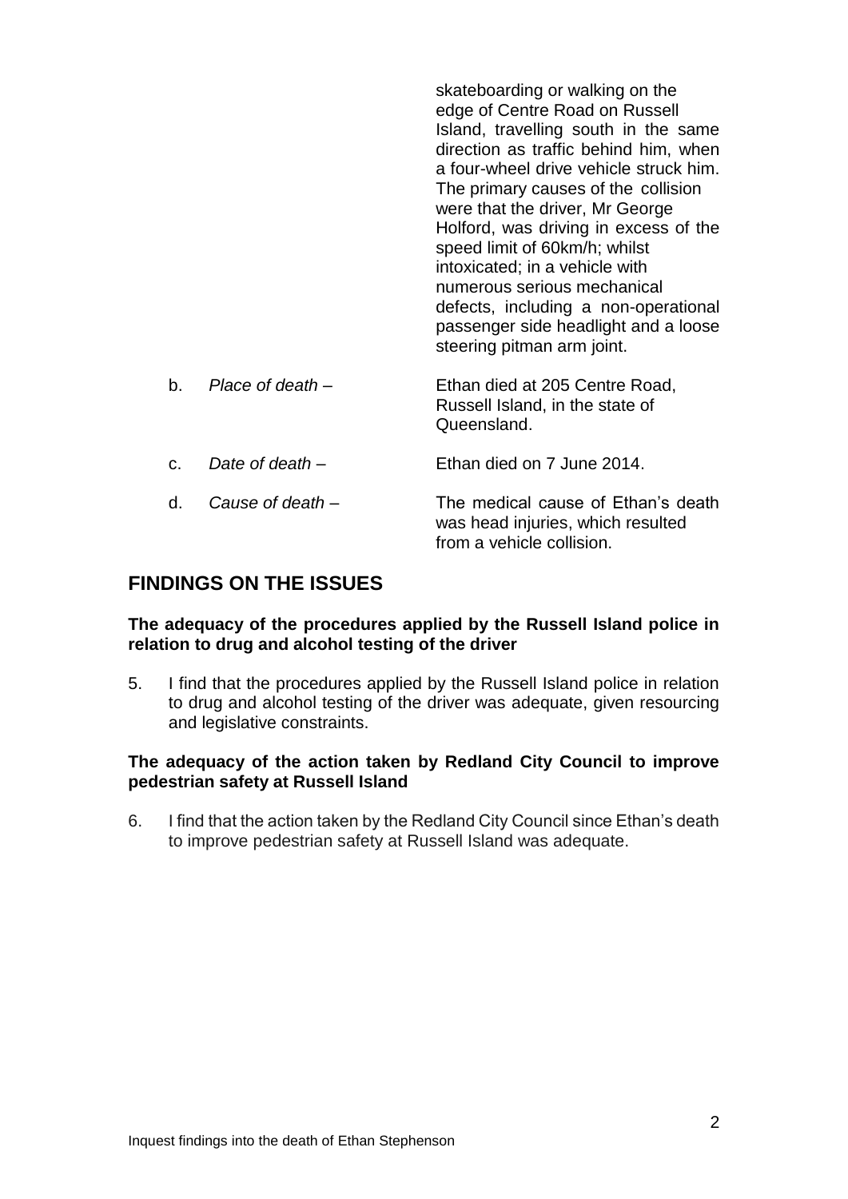skateboarding or walking on the edge of Centre Road on Russell Island, travelling south in the same direction as traffic behind him, when a four-wheel drive vehicle struck him. The primary causes of the collision were that the driver, Mr George Holford, was driving in excess of the speed limit of 60km/h; whilst intoxicated; in a vehicle with numerous serious mechanical defects, including a non-operational passenger side headlight and a loose steering pitman arm joint.

b. *Place of death* – Ethan died at 205 Centre Road, Russell Island, in the state of Queensland.

c. *Date of death* – Ethan died on 7 June 2014.

d. *Cause of death* – The medical cause of Ethan's death was head injuries, which resulted from a vehicle collision.

## FINDINGS ON THE ISSUES

**The adequacy of the procedures applied by the Russell Island police in relation to drug and alcohol testing of the driver**

5. I find that the procedures applied by the Russell Island police in relation to drug and alcohol testing of the driver was adequate, given resourcing and legislative constraints.

**The adequacy of the action taken by Redland City Council to improve pedestrian safety at Russell Island**

6. I find that the action taken by the Redland City Council since Ethan's death to improve pedestrian safety at Russell Island was adequate.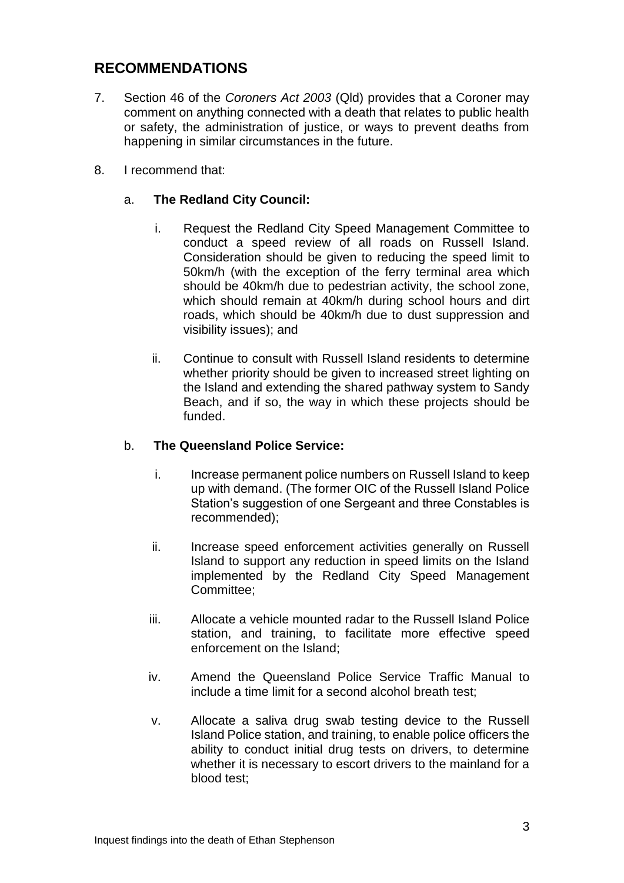## RECOMMENDATIONS

7. Section 46 of the *Coroners Act 2003* (Qld) provides that a Coroner may comment on anything connected with a death that relates to public health or safety, the administration of justice, or ways to prevent deaths from happening in similar circumstances in the future.

8. I recommend that:

   a. **The Redland City Council:**

      i. Request the Redland City Speed Management Committee to conduct a speed review of all roads on Russell Island. Consideration should be given to reducing the speed limit to 50km/h (with the exception of the ferry terminal area which should be 40km/h due to pedestrian activity, the school zone, which should remain at 40km/h during school hours and dirt roads, which should be 40km/h due to dust suppression and visibility issues); and

      ii. Continue to consult with Russell Island residents to determine whether priority should be given to increased street lighting on the Island and extending the shared pathway system to Sandy Beach, and if so, the way in which these projects should be funded.

   b. **The Queensland Police Service:**

      i. Increase permanent police numbers on Russell Island to keep up with demand. (The former OIC of the Russell Island Police Station's suggestion of one Sergeant and three Constables is recommended);

      ii. Increase speed enforcement activities generally on Russell Island to support any reduction in speed limits on the Island implemented by the Redland City Speed Management Committee;

      iii. Allocate a vehicle mounted radar to the Russell Island Police station, and training, to facilitate more effective speed enforcement on the Island;

      iv. Amend the Queensland Police Service Traffic Manual to include a time limit for a second alcohol breath test;

      v. Allocate a saliva drug swab testing device to the Russell Island Police station, and training, to enable police officers the ability to conduct initial drug tests on drivers, to determine whether it is necessary to escort drivers to the mainland for a blood test;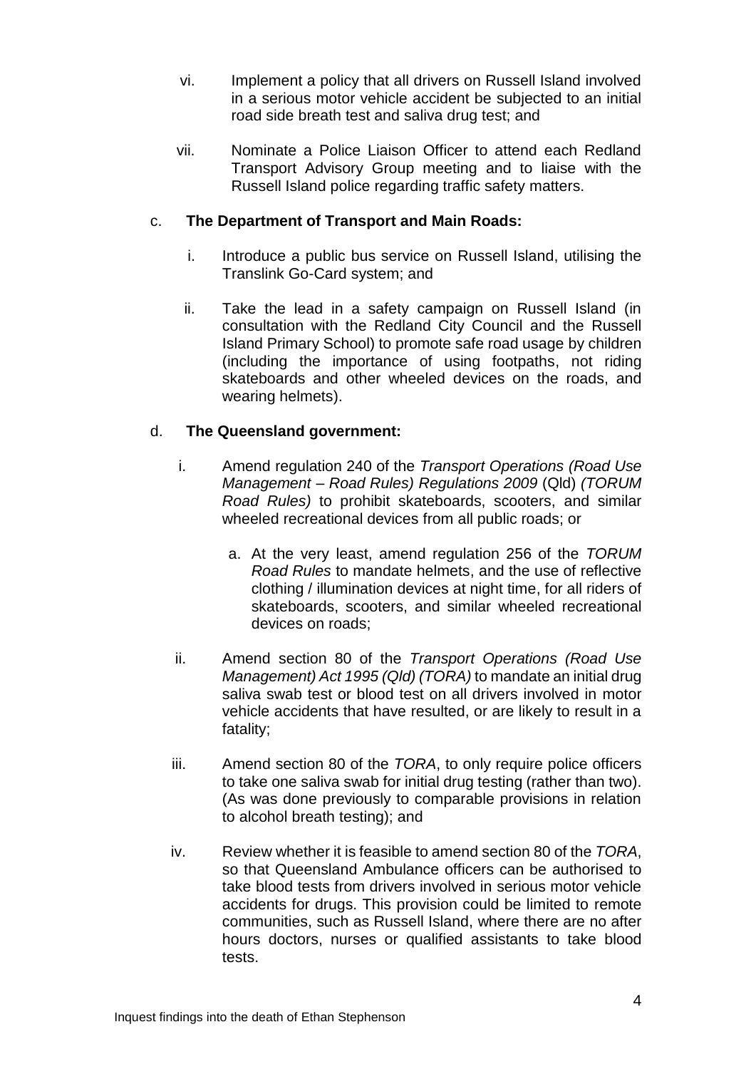vi. Implement a policy that all drivers on Russell Island involved in a serious motor vehicle accident be subjected to an initial road side breath test and saliva drug test; and

vii. Nominate a Police Liaison Officer to attend each Redland Transport Advisory Group meeting and to liaise with the Russell Island police regarding traffic safety matters.

c. **The Department of Transport and Main Roads:**

i. Introduce a public bus service on Russell Island, utilising the Translink Go-Card system; and

ii. Take the lead in a safety campaign on Russell Island (in consultation with the Redland City Council and the Russell Island Primary School) to promote safe road usage by children (including the importance of using footpaths, not riding skateboards and other wheeled devices on the roads, and wearing helmets).

d. **The Queensland government:**

i. Amend regulation 240 of the *Transport Operations (Road Use Management – Road Rules) Regulations 2009* (Qld) *(TORUM Road Rules)* to prohibit skateboards, scooters, and similar wheeled recreational devices from all public roads; or

   a. At the very least, amend regulation 256 of the *TORUM Road Rules* to mandate helmets, and the use of reflective clothing / illumination devices at night time, for all riders of skateboards, scooters, and similar wheeled recreational devices on roads;

ii. Amend section 80 of the *Transport Operations (Road Use Management) Act 1995 (Qld) (TORA)* to mandate an initial drug saliva swab test or blood test on all drivers involved in motor vehicle accidents that have resulted, or are likely to result in a fatality;

iii. Amend section 80 of the *TORA*, to only require police officers to take one saliva swab for initial drug testing (rather than two). (As was done previously to comparable provisions in relation to alcohol breath testing); and

iv. Review whether it is feasible to amend section 80 of the *TORA*, so that Queensland Ambulance officers can be authorised to take blood tests from drivers involved in serious motor vehicle accidents for drugs. This provision could be limited to remote communities, such as Russell Island, where there are no after hours doctors, nurses or qualified assistants to take blood tests.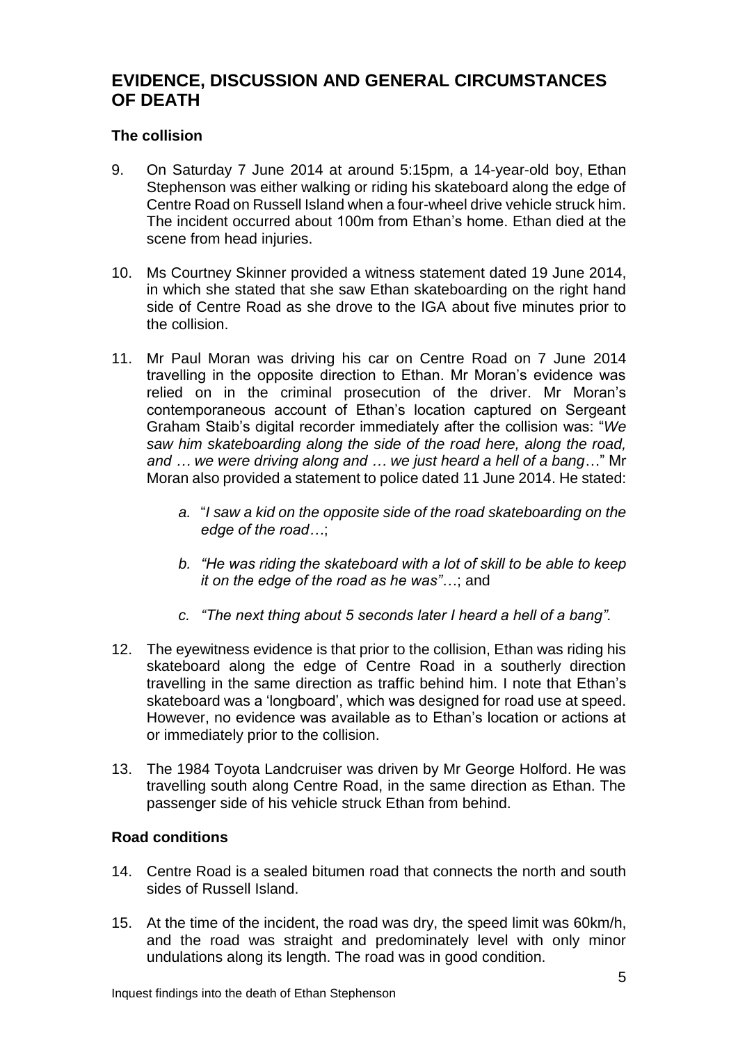## EVIDENCE, DISCUSSION AND GENERAL CIRCUMSTANCES OF DEATH

### The collision

9. On Saturday 7 June 2014 at around 5:15pm, a 14-year-old boy, Ethan Stephenson was either walking or riding his skateboard along the edge of Centre Road on Russell Island when a four-wheel drive vehicle struck him. The incident occurred about 100m from Ethan's home. Ethan died at the scene from head injuries.

10. Ms Courtney Skinner provided a witness statement dated 19 June 2014, in which she stated that she saw Ethan skateboarding on the right hand side of Centre Road as she drove to the IGA about five minutes prior to the collision.

11. Mr Paul Moran was driving his car on Centre Road on 7 June 2014 travelling in the opposite direction to Ethan. Mr Moran's evidence was relied on in the criminal prosecution of the driver. Mr Moran's contemporaneous account of Ethan's location captured on Sergeant Graham Staib's digital recorder immediately after the collision was: "*We saw him skateboarding along the side of the road here, along the road, and … we were driving along and … we just heard a hell of a bang*…" Mr Moran also provided a statement to police dated 11 June 2014. He stated:

    a. "*I saw a kid on the opposite side of the road skateboarding on the edge of the road…*;

    b. *"He was riding the skateboard with a lot of skill to be able to keep it on the edge of the road as he was"…*; and

    c. *"The next thing about 5 seconds later I heard a hell of a bang".*

12. The eyewitness evidence is that prior to the collision, Ethan was riding his skateboard along the edge of Centre Road in a southerly direction travelling in the same direction as traffic behind him. I note that Ethan's skateboard was a 'longboard', which was designed for road use at speed. However, no evidence was available as to Ethan's location or actions at or immediately prior to the collision.

13. The 1984 Toyota Landcruiser was driven by Mr George Holford. He was travelling south along Centre Road, in the same direction as Ethan. The passenger side of his vehicle struck Ethan from behind.

### Road conditions

14. Centre Road is a sealed bitumen road that connects the north and south sides of Russell Island.

15. At the time of the incident, the road was dry, the speed limit was 60km/h, and the road was straight and predominately level with only minor undulations along its length. The road was in good condition.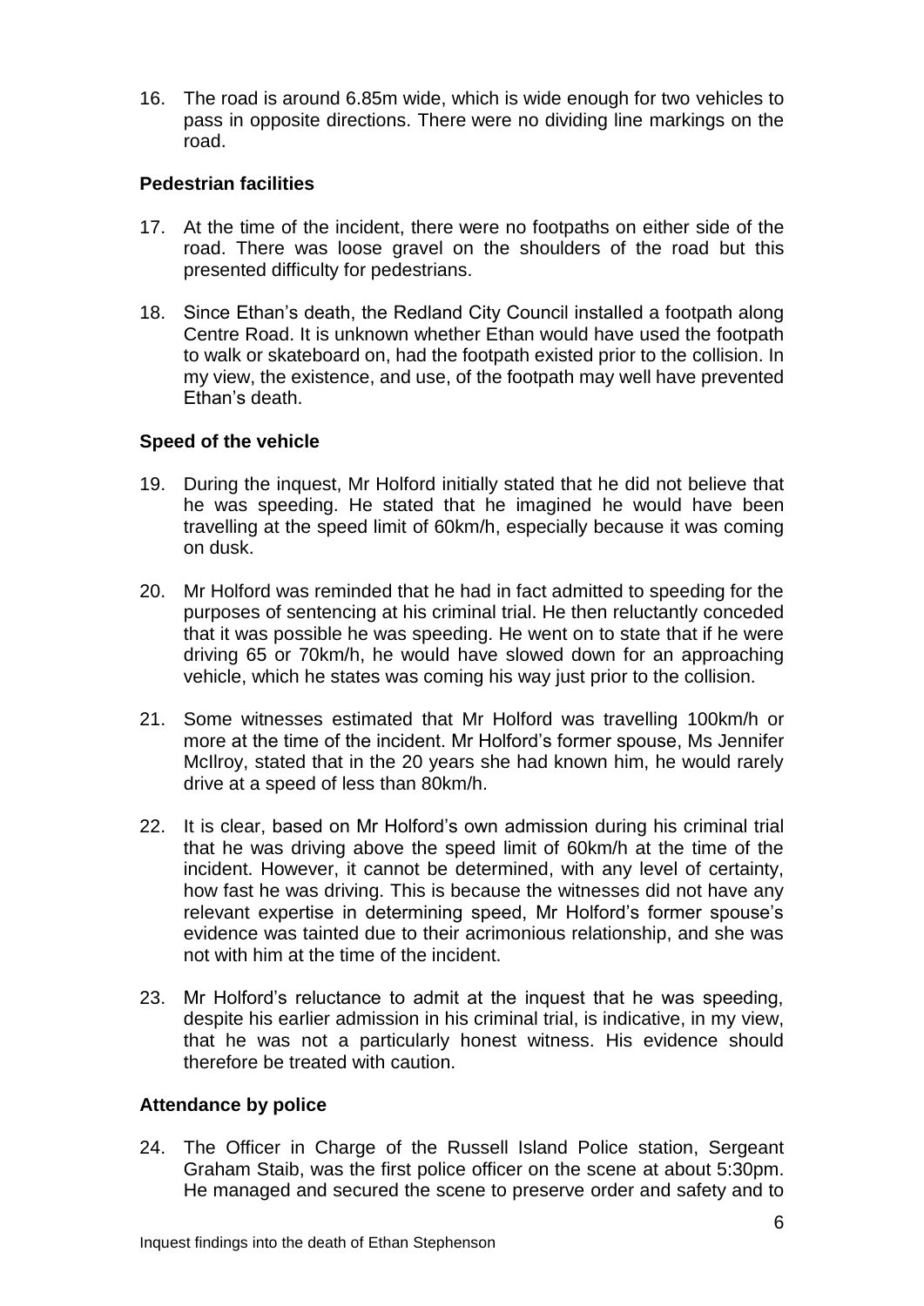16. The road is around 6.85m wide, which is wide enough for two vehicles to pass in opposite directions. There were no dividing line markings on the road.

**Pedestrian facilities**

17. At the time of the incident, there were no footpaths on either side of the road. There was loose gravel on the shoulders of the road but this presented difficulty for pedestrians.

18. Since Ethan's death, the Redland City Council installed a footpath along Centre Road. It is unknown whether Ethan would have used the footpath to walk or skateboard on, had the footpath existed prior to the collision. In my view, the existence, and use, of the footpath may well have prevented Ethan's death.

**Speed of the vehicle**

19. During the inquest, Mr Holford initially stated that he did not believe that he was speeding. He stated that he imagined he would have been travelling at the speed limit of 60km/h, especially because it was coming on dusk.

20. Mr Holford was reminded that he had in fact admitted to speeding for the purposes of sentencing at his criminal trial. He then reluctantly conceded that it was possible he was speeding. He went on to state that if he were driving 65 or 70km/h, he would have slowed down for an approaching vehicle, which he states was coming his way just prior to the collision.

21. Some witnesses estimated that Mr Holford was travelling 100km/h or more at the time of the incident. Mr Holford's former spouse, Ms Jennifer McIlroy, stated that in the 20 years she had known him, he would rarely drive at a speed of less than 80km/h.

22. It is clear, based on Mr Holford's own admission during his criminal trial that he was driving above the speed limit of 60km/h at the time of the incident. However, it cannot be determined, with any level of certainty, how fast he was driving. This is because the witnesses did not have any relevant expertise in determining speed, Mr Holford's former spouse's evidence was tainted due to their acrimonious relationship, and she was not with him at the time of the incident.

23. Mr Holford's reluctance to admit at the inquest that he was speeding, despite his earlier admission in his criminal trial, is indicative, in my view, that he was not a particularly honest witness. His evidence should therefore be treated with caution.

**Attendance by police**

24. The Officer in Charge of the Russell Island Police station, Sergeant Graham Staib, was the first police officer on the scene at about 5:30pm. He managed and secured the scene to preserve order and safety and to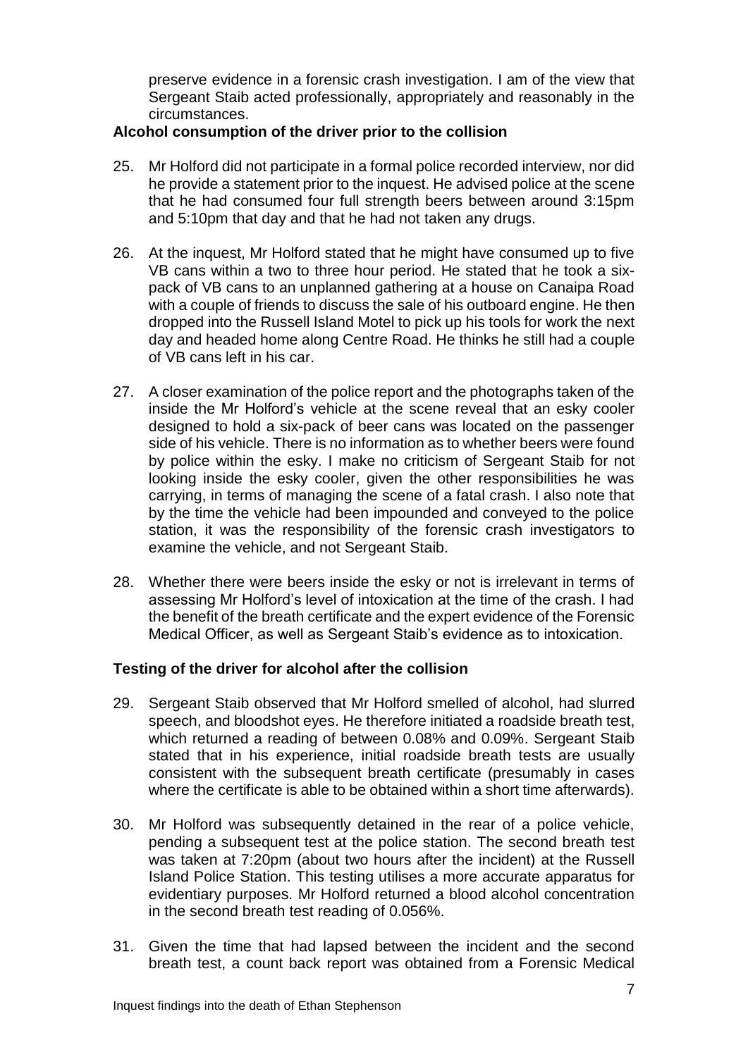preserve evidence in a forensic crash investigation. I am of the view that Sergeant Staib acted professionally, appropriately and reasonably in the circumstances.

**Alcohol consumption of the driver prior to the collision**

25. Mr Holford did not participate in a formal police recorded interview, nor did he provide a statement prior to the inquest. He advised police at the scene that he had consumed four full strength beers between around 3:15pm and 5:10pm that day and that he had not taken any drugs.

26. At the inquest, Mr Holford stated that he might have consumed up to five VB cans within a two to three hour period. He stated that he took a six-pack of VB cans to an unplanned gathering at a house on Canaipa Road with a couple of friends to discuss the sale of his outboard engine. He then dropped into the Russell Island Motel to pick up his tools for work the next day and headed home along Centre Road. He thinks he still had a couple of VB cans left in his car.

27. A closer examination of the police report and the photographs taken of the inside the Mr Holford's vehicle at the scene reveal that an esky cooler designed to hold a six-pack of beer cans was located on the passenger side of his vehicle. There is no information as to whether beers were found by police within the esky. I make no criticism of Sergeant Staib for not looking inside the esky cooler, given the other responsibilities he was carrying, in terms of managing the scene of a fatal crash. I also note that by the time the vehicle had been impounded and conveyed to the police station, it was the responsibility of the forensic crash investigators to examine the vehicle, and not Sergeant Staib.

28. Whether there were beers inside the esky or not is irrelevant in terms of assessing Mr Holford's level of intoxication at the time of the crash. I had the benefit of the breath certificate and the expert evidence of the Forensic Medical Officer, as well as Sergeant Staib's evidence as to intoxication.

**Testing of the driver for alcohol after the collision**

29. Sergeant Staib observed that Mr Holford smelled of alcohol, had slurred speech, and bloodshot eyes. He therefore initiated a roadside breath test, which returned a reading of between 0.08% and 0.09%. Sergeant Staib stated that in his experience, initial roadside breath tests are usually consistent with the subsequent breath certificate (presumably in cases where the certificate is able to be obtained within a short time afterwards).

30. Mr Holford was subsequently detained in the rear of a police vehicle, pending a subsequent test at the police station. The second breath test was taken at 7:20pm (about two hours after the incident) at the Russell Island Police Station. This testing utilises a more accurate apparatus for evidentiary purposes. Mr Holford returned a blood alcohol concentration in the second breath test reading of 0.056%.

31. Given the time that had lapsed between the incident and the second breath test, a count back report was obtained from a Forensic Medical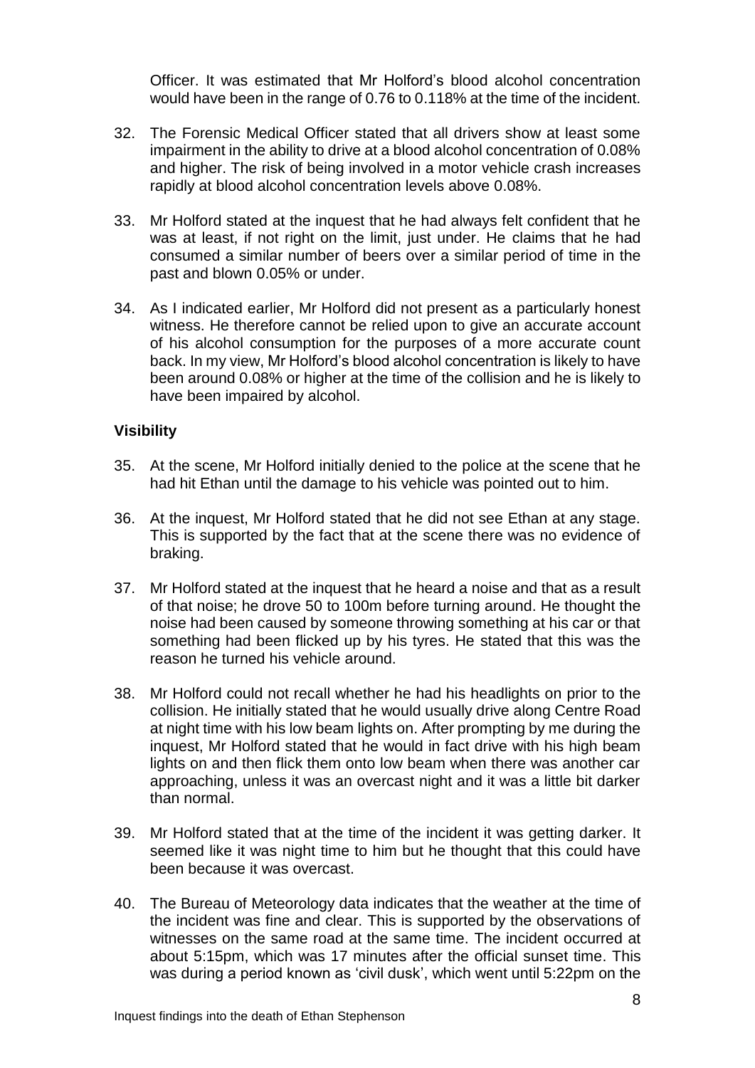Officer. It was estimated that Mr Holford's blood alcohol concentration would have been in the range of 0.76 to 0.118% at the time of the incident.

32. The Forensic Medical Officer stated that all drivers show at least some impairment in the ability to drive at a blood alcohol concentration of 0.08% and higher. The risk of being involved in a motor vehicle crash increases rapidly at blood alcohol concentration levels above 0.08%.

33. Mr Holford stated at the inquest that he had always felt confident that he was at least, if not right on the limit, just under. He claims that he had consumed a similar number of beers over a similar period of time in the past and blown 0.05% or under.

34. As I indicated earlier, Mr Holford did not present as a particularly honest witness. He therefore cannot be relied upon to give an accurate account of his alcohol consumption for the purposes of a more accurate count back. In my view, Mr Holford's blood alcohol concentration is likely to have been around 0.08% or higher at the time of the collision and he is likely to have been impaired by alcohol.

### Visibility

35. At the scene, Mr Holford initially denied to the police at the scene that he had hit Ethan until the damage to his vehicle was pointed out to him.

36. At the inquest, Mr Holford stated that he did not see Ethan at any stage. This is supported by the fact that at the scene there was no evidence of braking.

37. Mr Holford stated at the inquest that he heard a noise and that as a result of that noise; he drove 50 to 100m before turning around. He thought the noise had been caused by someone throwing something at his car or that something had been flicked up by his tyres. He stated that this was the reason he turned his vehicle around.

38. Mr Holford could not recall whether he had his headlights on prior to the collision. He initially stated that he would usually drive along Centre Road at night time with his low beam lights on. After prompting by me during the inquest, Mr Holford stated that he would in fact drive with his high beam lights on and then flick them onto low beam when there was another car approaching, unless it was an overcast night and it was a little bit darker than normal.

39. Mr Holford stated that at the time of the incident it was getting darker. It seemed like it was night time to him but he thought that this could have been because it was overcast.

40. The Bureau of Meteorology data indicates that the weather at the time of the incident was fine and clear. This is supported by the observations of witnesses on the same road at the same time. The incident occurred at about 5:15pm, which was 17 minutes after the official sunset time. This was during a period known as 'civil dusk', which went until 5:22pm on the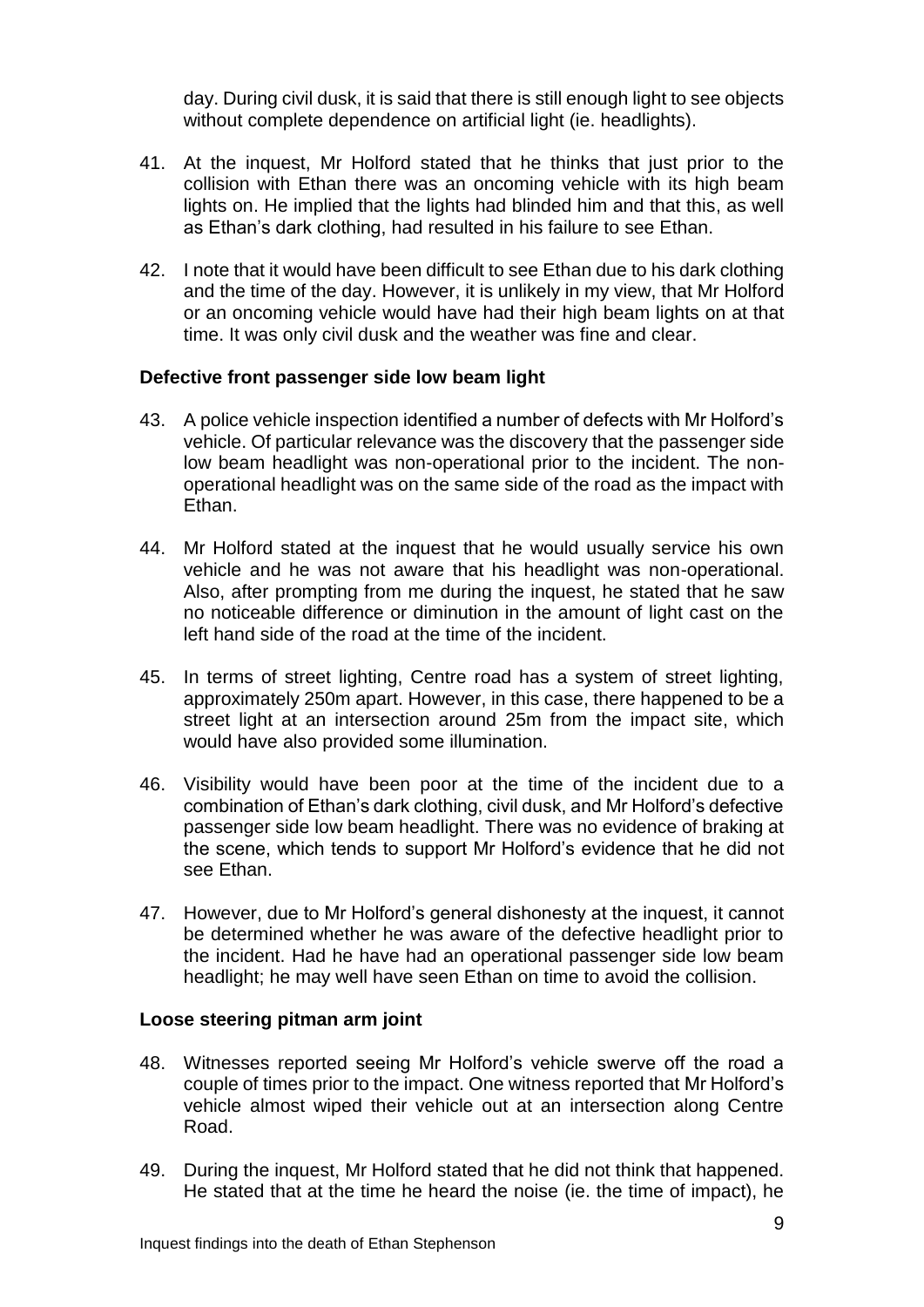day. During civil dusk, it is said that there is still enough light to see objects without complete dependence on artificial light (ie. headlights).

41. At the inquest, Mr Holford stated that he thinks that just prior to the collision with Ethan there was an oncoming vehicle with its high beam lights on. He implied that the lights had blinded him and that this, as well as Ethan's dark clothing, had resulted in his failure to see Ethan.

42. I note that it would have been difficult to see Ethan due to his dark clothing and the time of the day. However, it is unlikely in my view, that Mr Holford or an oncoming vehicle would have had their high beam lights on at that time. It was only civil dusk and the weather was fine and clear.

### Defective front passenger side low beam light

43. A police vehicle inspection identified a number of defects with Mr Holford's vehicle. Of particular relevance was the discovery that the passenger side low beam headlight was non-operational prior to the incident. The non-operational headlight was on the same side of the road as the impact with Ethan.

44. Mr Holford stated at the inquest that he would usually service his own vehicle and he was not aware that his headlight was non-operational. Also, after prompting from me during the inquest, he stated that he saw no noticeable difference or diminution in the amount of light cast on the left hand side of the road at the time of the incident.

45. In terms of street lighting, Centre road has a system of street lighting, approximately 250m apart. However, in this case, there happened to be a street light at an intersection around 25m from the impact site, which would have also provided some illumination.

46. Visibility would have been poor at the time of the incident due to a combination of Ethan's dark clothing, civil dusk, and Mr Holford's defective passenger side low beam headlight. There was no evidence of braking at the scene, which tends to support Mr Holford's evidence that he did not see Ethan.

47. However, due to Mr Holford's general dishonesty at the inquest, it cannot be determined whether he was aware of the defective headlight prior to the incident. Had he have had an operational passenger side low beam headlight; he may well have seen Ethan on time to avoid the collision.

### Loose steering pitman arm joint

48. Witnesses reported seeing Mr Holford's vehicle swerve off the road a couple of times prior to the impact. One witness reported that Mr Holford's vehicle almost wiped their vehicle out at an intersection along Centre Road.

49. During the inquest, Mr Holford stated that he did not think that happened. He stated that at the time he heard the noise (ie. the time of impact), he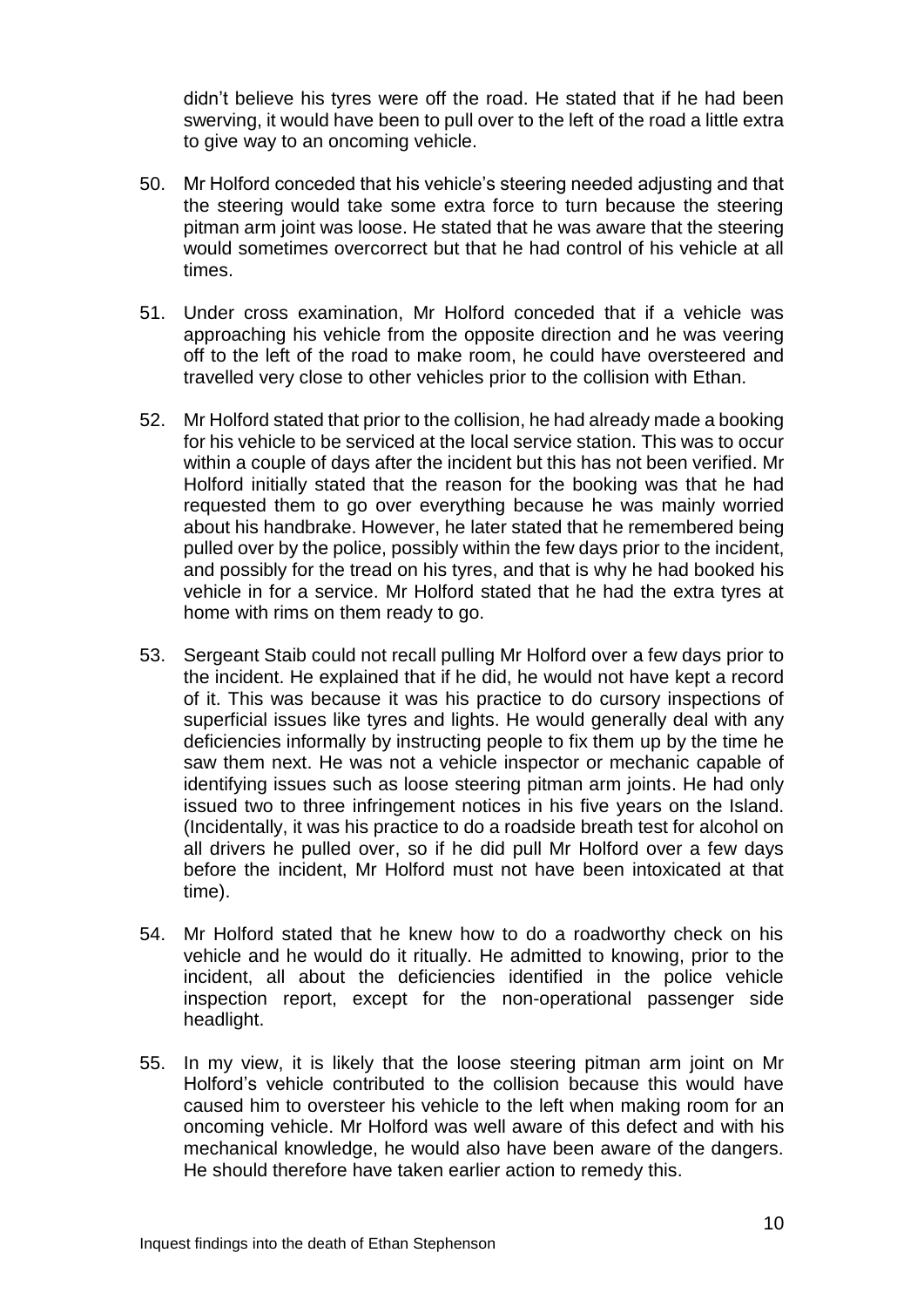didn't believe his tyres were off the road. He stated that if he had been swerving, it would have been to pull over to the left of the road a little extra to give way to an oncoming vehicle.

50. Mr Holford conceded that his vehicle's steering needed adjusting and that the steering would take some extra force to turn because the steering pitman arm joint was loose. He stated that he was aware that the steering would sometimes overcorrect but that he had control of his vehicle at all times.

51. Under cross examination, Mr Holford conceded that if a vehicle was approaching his vehicle from the opposite direction and he was veering off to the left of the road to make room, he could have oversteered and travelled very close to other vehicles prior to the collision with Ethan.

52. Mr Holford stated that prior to the collision, he had already made a booking for his vehicle to be serviced at the local service station. This was to occur within a couple of days after the incident but this has not been verified. Mr Holford initially stated that the reason for the booking was that he had requested them to go over everything because he was mainly worried about his handbrake. However, he later stated that he remembered being pulled over by the police, possibly within the few days prior to the incident, and possibly for the tread on his tyres, and that is why he had booked his vehicle in for a service. Mr Holford stated that he had the extra tyres at home with rims on them ready to go.

53. Sergeant Staib could not recall pulling Mr Holford over a few days prior to the incident. He explained that if he did, he would not have kept a record of it. This was because it was his practice to do cursory inspections of superficial issues like tyres and lights. He would generally deal with any deficiencies informally by instructing people to fix them up by the time he saw them next. He was not a vehicle inspector or mechanic capable of identifying issues such as loose steering pitman arm joints. He had only issued two to three infringement notices in his five years on the Island. (Incidentally, it was his practice to do a roadside breath test for alcohol on all drivers he pulled over, so if he did pull Mr Holford over a few days before the incident, Mr Holford must not have been intoxicated at that time).

54. Mr Holford stated that he knew how to do a roadworthy check on his vehicle and he would do it ritually. He admitted to knowing, prior to the incident, all about the deficiencies identified in the police vehicle inspection report, except for the non-operational passenger side headlight.

55. In my view, it is likely that the loose steering pitman arm joint on Mr Holford's vehicle contributed to the collision because this would have caused him to oversteer his vehicle to the left when making room for an oncoming vehicle. Mr Holford was well aware of this defect and with his mechanical knowledge, he would also have been aware of the dangers. He should therefore have taken earlier action to remedy this.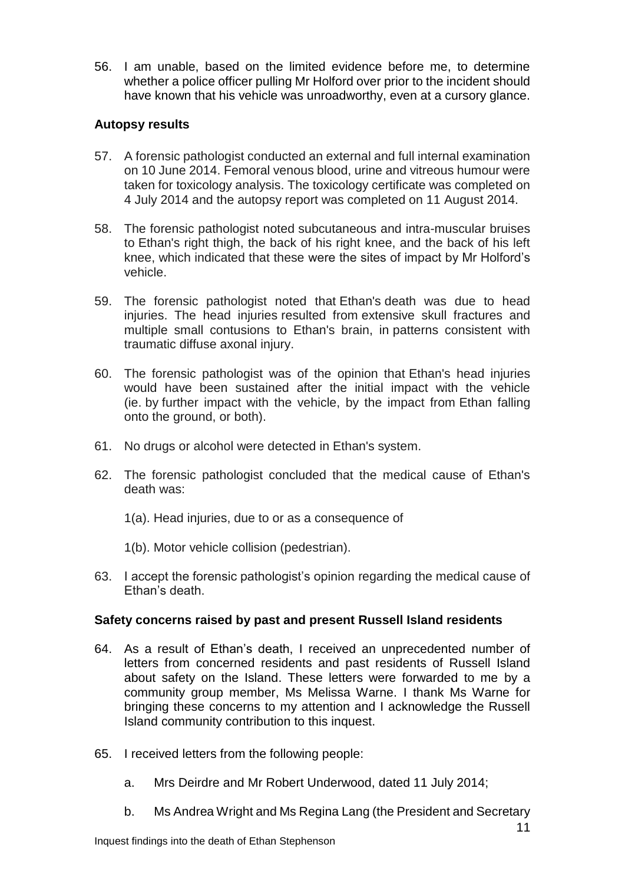56. I am unable, based on the limited evidence before me, to determine whether a police officer pulling Mr Holford over prior to the incident should have known that his vehicle was unroadworthy, even at a cursory glance.

### Autopsy results

57. A forensic pathologist conducted an external and full internal examination on 10 June 2014. Femoral venous blood, urine and vitreous humour were taken for toxicology analysis. The toxicology certificate was completed on 4 July 2014 and the autopsy report was completed on 11 August 2014.

58. The forensic pathologist noted subcutaneous and intra-muscular bruises to Ethan's right thigh, the back of his right knee, and the back of his left knee, which indicated that these were the sites of impact by Mr Holford's vehicle.

59. The forensic pathologist noted that Ethan's death was due to head injuries. The head injuries resulted from extensive skull fractures and multiple small contusions to Ethan's brain, in patterns consistent with traumatic diffuse axonal injury.

60. The forensic pathologist was of the opinion that Ethan's head injuries would have been sustained after the initial impact with the vehicle (ie. by further impact with the vehicle, by the impact from Ethan falling onto the ground, or both).

61. No drugs or alcohol were detected in Ethan's system.

62. The forensic pathologist concluded that the medical cause of Ethan's death was:

    1(a). Head injuries, due to or as a consequence of

    1(b). Motor vehicle collision (pedestrian).

63. I accept the forensic pathologist's opinion regarding the medical cause of Ethan's death.

### Safety concerns raised by past and present Russell Island residents

64. As a result of Ethan's death, I received an unprecedented number of letters from concerned residents and past residents of Russell Island about safety on the Island. These letters were forwarded to me by a community group member, Ms Melissa Warne. I thank Ms Warne for bringing these concerns to my attention and I acknowledge the Russell Island community contribution to this inquest.

65. I received letters from the following people:

    a. Mrs Deirdre and Mr Robert Underwood, dated 11 July 2014;

    b. Ms Andrea Wright and Ms Regina Lang (the President and Secretary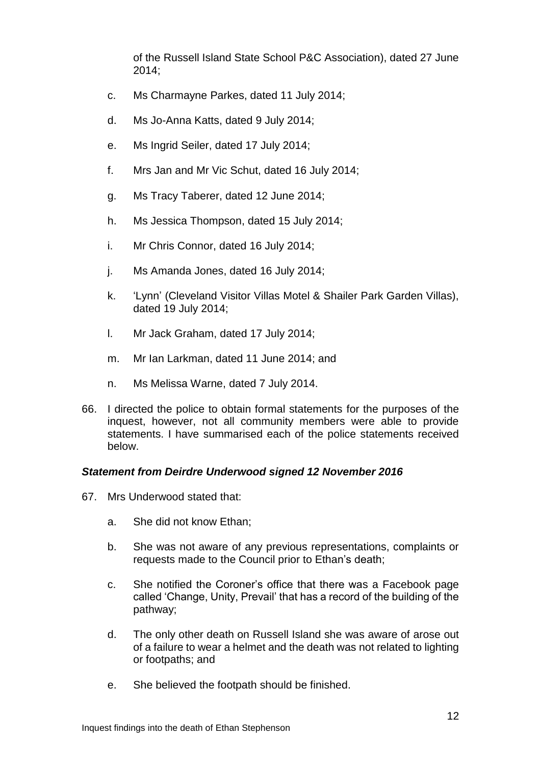of the Russell Island State School P&C Association), dated 27 June 2014;

c. Ms Charmayne Parkes, dated 11 July 2014;

d. Ms Jo-Anna Katts, dated 9 July 2014;

e. Ms Ingrid Seiler, dated 17 July 2014;

f. Mrs Jan and Mr Vic Schut, dated 16 July 2014;

g. Ms Tracy Taberer, dated 12 June 2014;

h. Ms Jessica Thompson, dated 15 July 2014;

i. Mr Chris Connor, dated 16 July 2014;

j. Ms Amanda Jones, dated 16 July 2014;

k. 'Lynn' (Cleveland Visitor Villas Motel & Shailer Park Garden Villas), dated 19 July 2014;

l. Mr Jack Graham, dated 17 July 2014;

m. Mr Ian Larkman, dated 11 June 2014; and

n. Ms Melissa Warne, dated 7 July 2014.

66. I directed the police to obtain formal statements for the purposes of the inquest, however, not all community members were able to provide statements. I have summarised each of the police statements received below.

***Statement from Deirdre Underwood signed 12 November 2016***

67. Mrs Underwood stated that:

a. She did not know Ethan;

b. She was not aware of any previous representations, complaints or requests made to the Council prior to Ethan's death;

c. She notified the Coroner's office that there was a Facebook page called 'Change, Unity, Prevail' that has a record of the building of the pathway;

d. The only other death on Russell Island she was aware of arose out of a failure to wear a helmet and the death was not related to lighting or footpaths; and

e. She believed the footpath should be finished.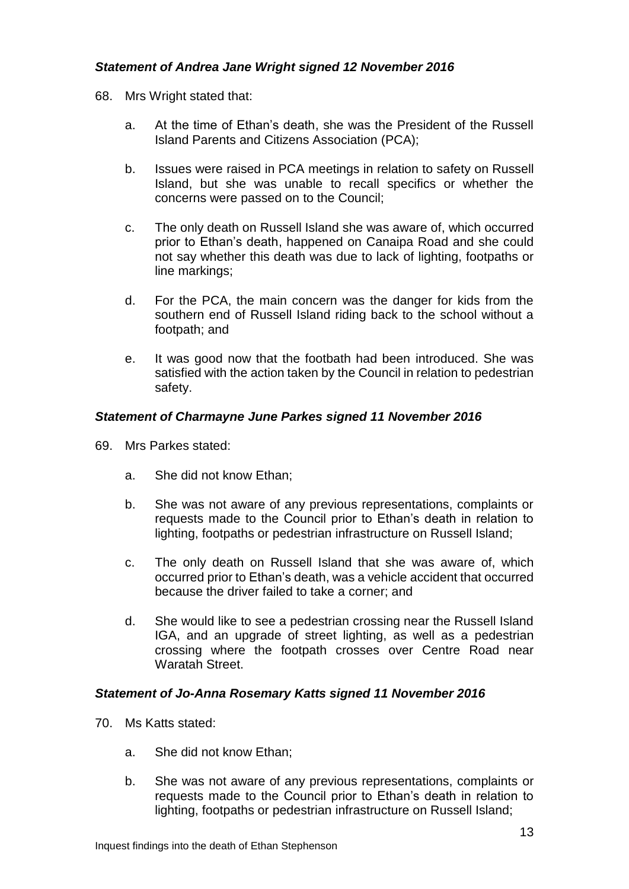### *Statement of Andrea Jane Wright signed 12 November 2016*

68. Mrs Wright stated that:

    a. At the time of Ethan's death, she was the President of the Russell Island Parents and Citizens Association (PCA);

    b. Issues were raised in PCA meetings in relation to safety on Russell Island, but she was unable to recall specifics or whether the concerns were passed on to the Council;

    c. The only death on Russell Island she was aware of, which occurred prior to Ethan's death, happened on Canaipa Road and she could not say whether this death was due to lack of lighting, footpaths or line markings;

    d. For the PCA, the main concern was the danger for kids from the southern end of Russell Island riding back to the school without a footpath; and

    e. It was good now that the footbath had been introduced. She was satisfied with the action taken by the Council in relation to pedestrian safety.

### *Statement of Charmayne June Parkes signed 11 November 2016*

69. Mrs Parkes stated:

    a. She did not know Ethan;

    b. She was not aware of any previous representations, complaints or requests made to the Council prior to Ethan's death in relation to lighting, footpaths or pedestrian infrastructure on Russell Island;

    c. The only death on Russell Island that she was aware of, which occurred prior to Ethan's death, was a vehicle accident that occurred because the driver failed to take a corner; and

    d. She would like to see a pedestrian crossing near the Russell Island IGA, and an upgrade of street lighting, as well as a pedestrian crossing where the footpath crosses over Centre Road near Waratah Street.

### *Statement of Jo-Anna Rosemary Katts signed 11 November 2016*

70. Ms Katts stated:

    a. She did not know Ethan;

    b. She was not aware of any previous representations, complaints or requests made to the Council prior to Ethan's death in relation to lighting, footpaths or pedestrian infrastructure on Russell Island;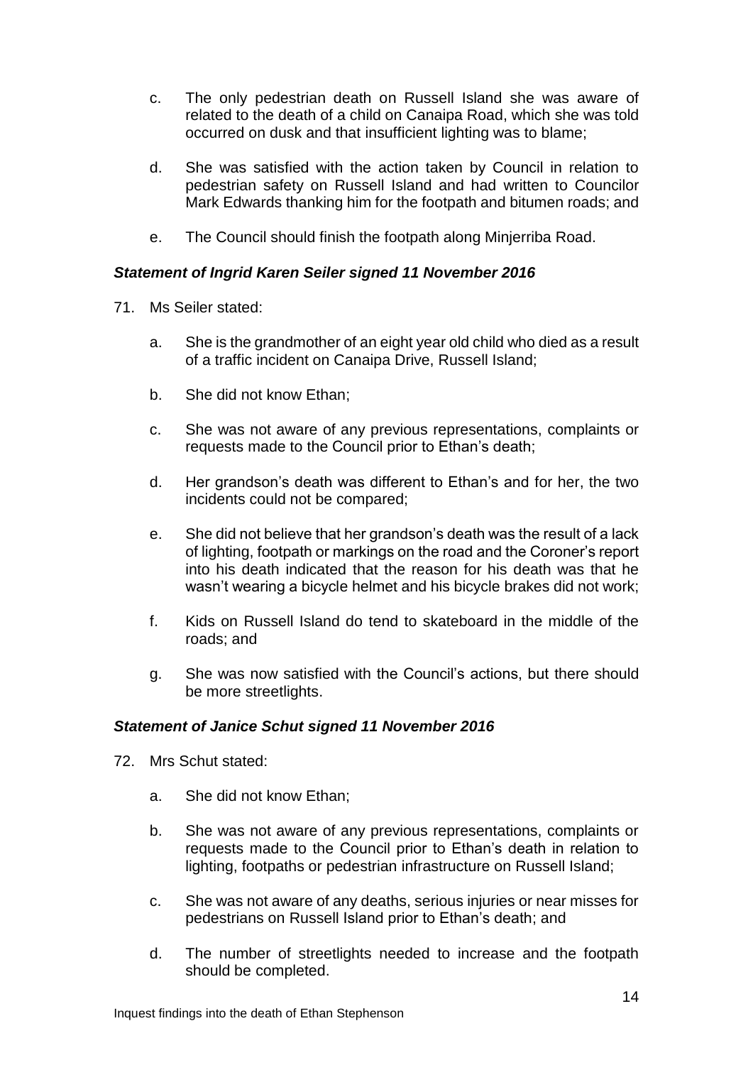c. The only pedestrian death on Russell Island she was aware of related to the death of a child on Canaipa Road, which she was told occurred on dusk and that insufficient lighting was to blame;

d. She was satisfied with the action taken by Council in relation to pedestrian safety on Russell Island and had written to Councilor Mark Edwards thanking him for the footpath and bitumen roads; and

e. The Council should finish the footpath along Minjerriba Road.

### *Statement of Ingrid Karen Seiler signed 11 November 2016*

71. Ms Seiler stated:

    a. She is the grandmother of an eight year old child who died as a result of a traffic incident on Canaipa Drive, Russell Island;

    b. She did not know Ethan;

    c. She was not aware of any previous representations, complaints or requests made to the Council prior to Ethan's death;

    d. Her grandson's death was different to Ethan's and for her, the two incidents could not be compared;

    e. She did not believe that her grandson's death was the result of a lack of lighting, footpath or markings on the road and the Coroner's report into his death indicated that the reason for his death was that he wasn't wearing a bicycle helmet and his bicycle brakes did not work;

    f. Kids on Russell Island do tend to skateboard in the middle of the roads; and

    g. She was now satisfied with the Council's actions, but there should be more streetlights.

### *Statement of Janice Schut signed 11 November 2016*

72. Mrs Schut stated:

    a. She did not know Ethan;

    b. She was not aware of any previous representations, complaints or requests made to the Council prior to Ethan's death in relation to lighting, footpaths or pedestrian infrastructure on Russell Island;

    c. She was not aware of any deaths, serious injuries or near misses for pedestrians on Russell Island prior to Ethan's death; and

    d. The number of streetlights needed to increase and the footpath should be completed.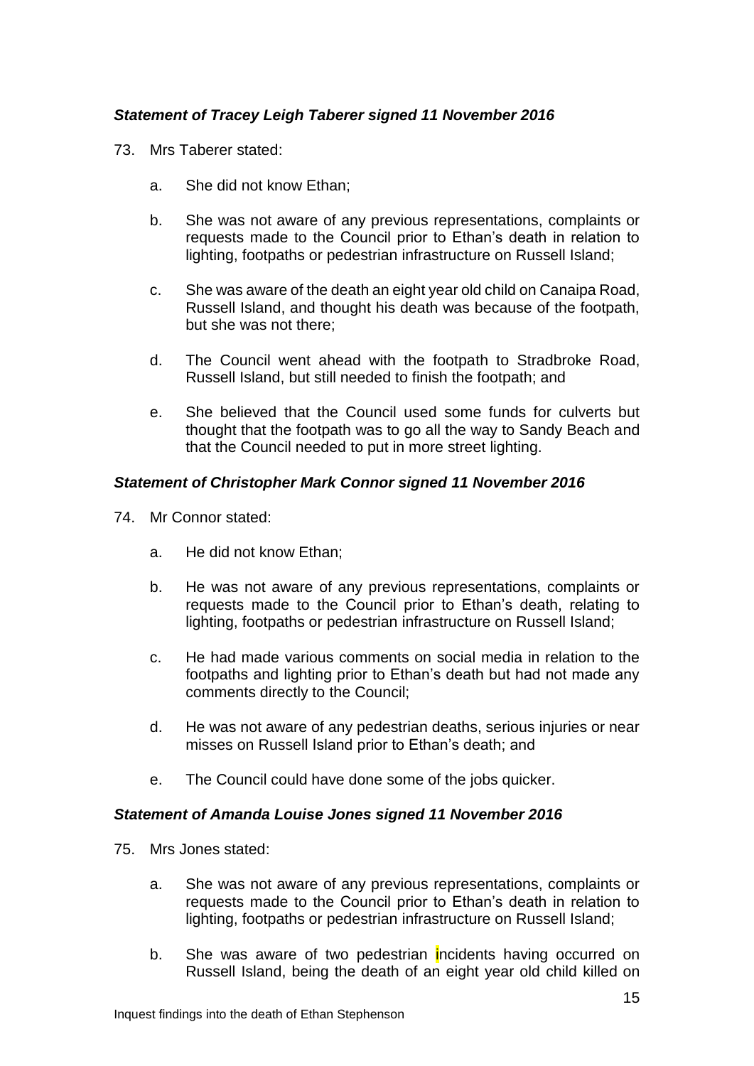***Statement of Tracey Leigh Taberer signed 11 November 2016***

73. Mrs Taberer stated:

    a. She did not know Ethan;

    b. She was not aware of any previous representations, complaints or requests made to the Council prior to Ethan's death in relation to lighting, footpaths or pedestrian infrastructure on Russell Island;

    c. She was aware of the death an eight year old child on Canaipa Road, Russell Island, and thought his death was because of the footpath, but she was not there;

    d. The Council went ahead with the footpath to Stradbroke Road, Russell Island, but still needed to finish the footpath; and

    e. She believed that the Council used some funds for culverts but thought that the footpath was to go all the way to Sandy Beach and that the Council needed to put in more street lighting.

***Statement of Christopher Mark Connor signed 11 November 2016***

74. Mr Connor stated:

    a. He did not know Ethan;

    b. He was not aware of any previous representations, complaints or requests made to the Council prior to Ethan's death, relating to lighting, footpaths or pedestrian infrastructure on Russell Island;

    c. He had made various comments on social media in relation to the footpaths and lighting prior to Ethan's death but had not made any comments directly to the Council;

    d. He was not aware of any pedestrian deaths, serious injuries or near misses on Russell Island prior to Ethan's death; and

    e. The Council could have done some of the jobs quicker.

***Statement of Amanda Louise Jones signed 11 November 2016***

75. Mrs Jones stated:

    a. She was not aware of any previous representations, complaints or requests made to the Council prior to Ethan's death in relation to lighting, footpaths or pedestrian infrastructure on Russell Island;

    b. She was aware of two pedestrian incidents having occurred on Russell Island, being the death of an eight year old child killed on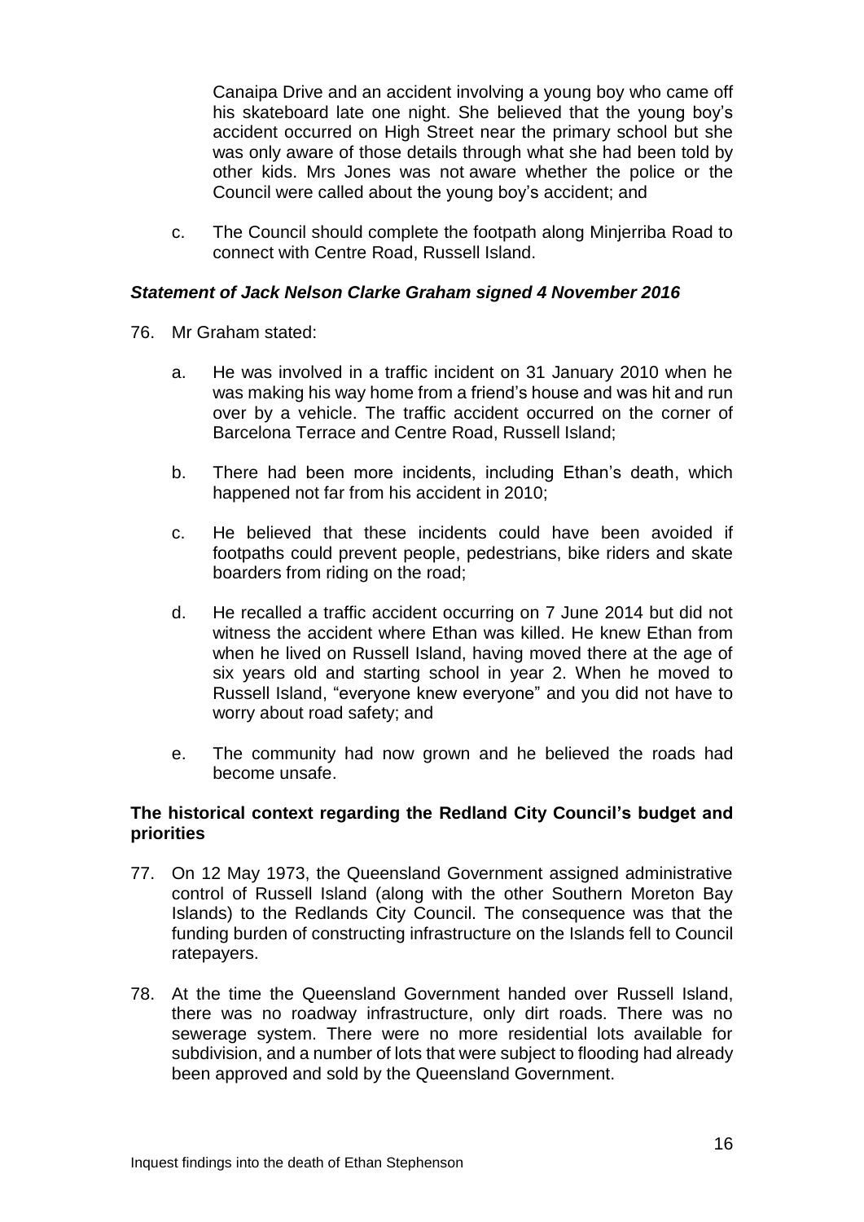Canaipa Drive and an accident involving a young boy who came off his skateboard late one night. She believed that the young boy's accident occurred on High Street near the primary school but she was only aware of those details through what she had been told by other kids. Mrs Jones was not aware whether the police or the Council were called about the young boy's accident; and

c. The Council should complete the footpath along Minjerriba Road to connect with Centre Road, Russell Island.

### *Statement of Jack Nelson Clarke Graham signed 4 November 2016*

76. Mr Graham stated:

    a. He was involved in a traffic incident on 31 January 2010 when he was making his way home from a friend's house and was hit and run over by a vehicle. The traffic accident occurred on the corner of Barcelona Terrace and Centre Road, Russell Island;

    b. There had been more incidents, including Ethan's death, which happened not far from his accident in 2010;

    c. He believed that these incidents could have been avoided if footpaths could prevent people, pedestrians, bike riders and skate boarders from riding on the road;

    d. He recalled a traffic accident occurring on 7 June 2014 but did not witness the accident where Ethan was killed. He knew Ethan from when he lived on Russell Island, having moved there at the age of six years old and starting school in year 2. When he moved to Russell Island, "everyone knew everyone" and you did not have to worry about road safety; and

    e. The community had now grown and he believed the roads had become unsafe.

### **The historical context regarding the Redland City Council's budget and priorities**

77. On 12 May 1973, the Queensland Government assigned administrative control of Russell Island (along with the other Southern Moreton Bay Islands) to the Redlands City Council. The consequence was that the funding burden of constructing infrastructure on the Islands fell to Council ratepayers.

78. At the time the Queensland Government handed over Russell Island, there was no roadway infrastructure, only dirt roads. There was no sewerage system. There were no more residential lots available for subdivision, and a number of lots that were subject to flooding had already been approved and sold by the Queensland Government.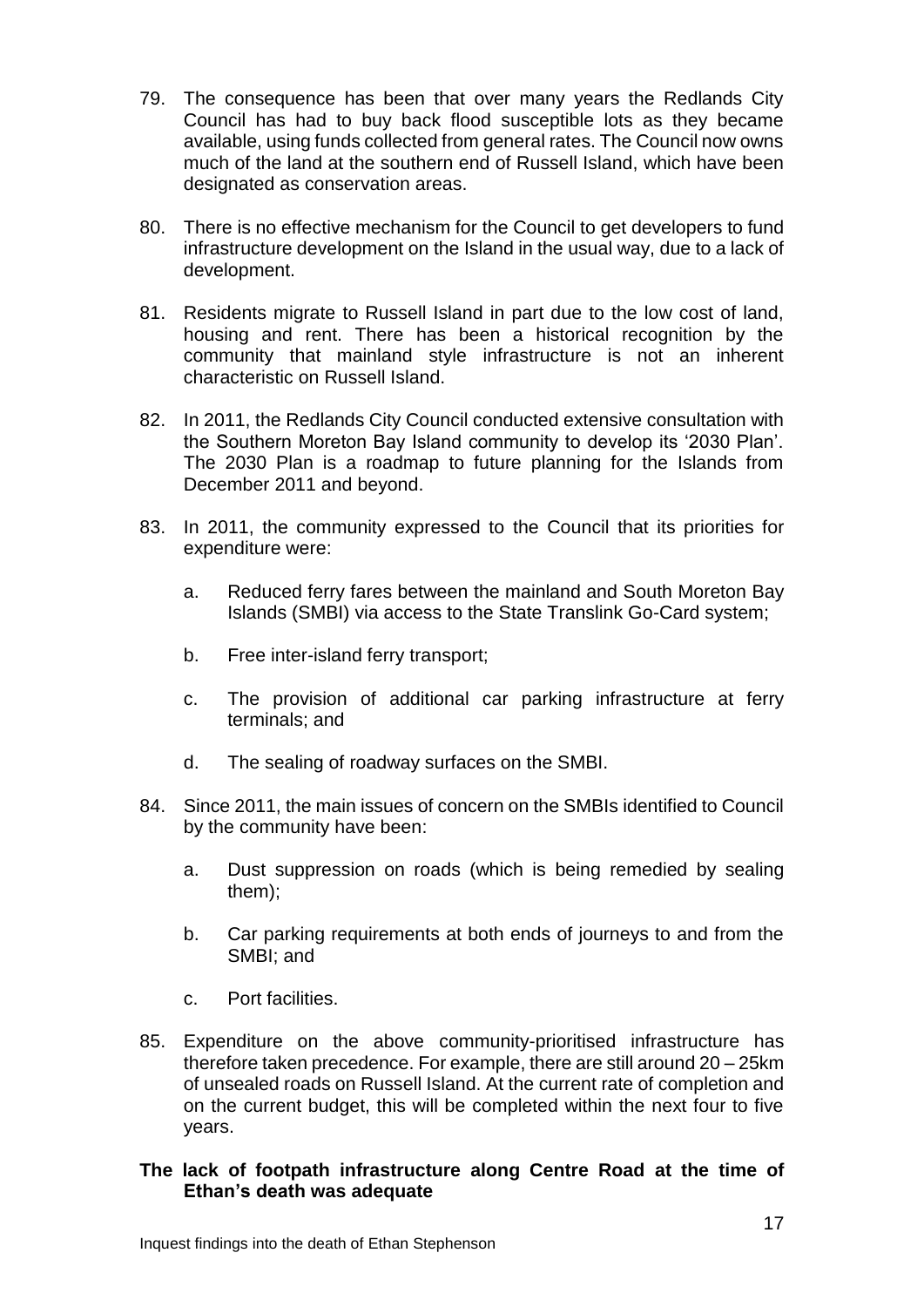79. The consequence has been that over many years the Redlands City Council has had to buy back flood susceptible lots as they became available, using funds collected from general rates. The Council now owns much of the land at the southern end of Russell Island, which have been designated as conservation areas.

80. There is no effective mechanism for the Council to get developers to fund infrastructure development on the Island in the usual way, due to a lack of development.

81. Residents migrate to Russell Island in part due to the low cost of land, housing and rent. There has been a historical recognition by the community that mainland style infrastructure is not an inherent characteristic on Russell Island.

82. In 2011, the Redlands City Council conducted extensive consultation with the Southern Moreton Bay Island community to develop its '2030 Plan'. The 2030 Plan is a roadmap to future planning for the Islands from December 2011 and beyond.

83. In 2011, the community expressed to the Council that its priorities for expenditure were:

    a. Reduced ferry fares between the mainland and South Moreton Bay Islands (SMBI) via access to the State Translink Go-Card system;

    b. Free inter-island ferry transport;

    c. The provision of additional car parking infrastructure at ferry terminals; and

    d. The sealing of roadway surfaces on the SMBI.

84. Since 2011, the main issues of concern on the SMBIs identified to Council by the community have been:

    a. Dust suppression on roads (which is being remedied by sealing them);

    b. Car parking requirements at both ends of journeys to and from the SMBI; and

    c. Port facilities.

85. Expenditure on the above community-prioritised infrastructure has therefore taken precedence. For example, there are still around 20 – 25km of unsealed roads on Russell Island. At the current rate of completion and on the current budget, this will be completed within the next four to five years.

**The lack of footpath infrastructure along Centre Road at the time of Ethan's death was adequate**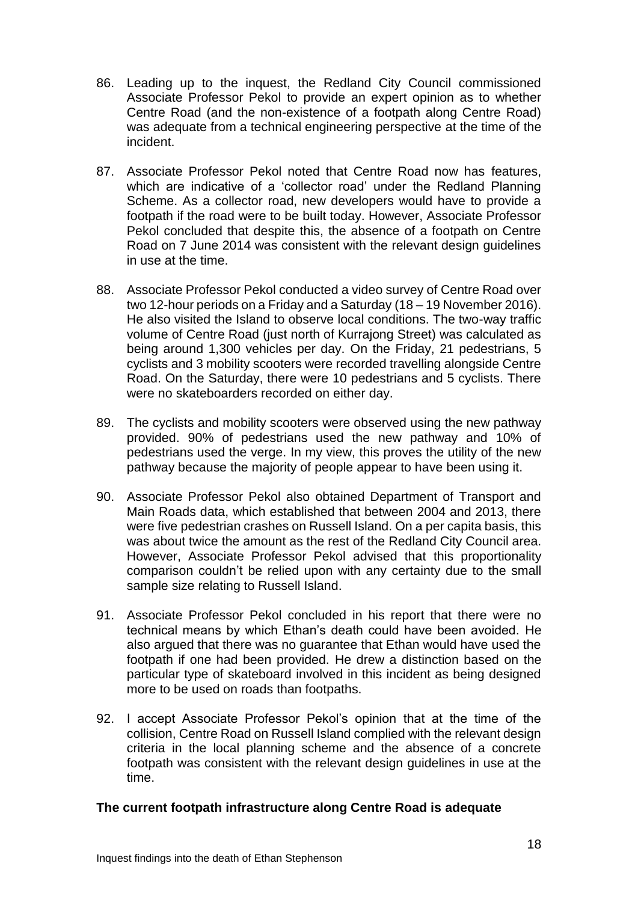86. Leading up to the inquest, the Redland City Council commissioned Associate Professor Pekol to provide an expert opinion as to whether Centre Road (and the non-existence of a footpath along Centre Road) was adequate from a technical engineering perspective at the time of the incident.

87. Associate Professor Pekol noted that Centre Road now has features, which are indicative of a 'collector road' under the Redland Planning Scheme. As a collector road, new developers would have to provide a footpath if the road were to be built today. However, Associate Professor Pekol concluded that despite this, the absence of a footpath on Centre Road on 7 June 2014 was consistent with the relevant design guidelines in use at the time.

88. Associate Professor Pekol conducted a video survey of Centre Road over two 12-hour periods on a Friday and a Saturday (18 – 19 November 2016). He also visited the Island to observe local conditions. The two-way traffic volume of Centre Road (just north of Kurrajong Street) was calculated as being around 1,300 vehicles per day. On the Friday, 21 pedestrians, 5 cyclists and 3 mobility scooters were recorded travelling alongside Centre Road. On the Saturday, there were 10 pedestrians and 5 cyclists. There were no skateboarders recorded on either day.

89. The cyclists and mobility scooters were observed using the new pathway provided. 90% of pedestrians used the new pathway and 10% of pedestrians used the verge. In my view, this proves the utility of the new pathway because the majority of people appear to have been using it.

90. Associate Professor Pekol also obtained Department of Transport and Main Roads data, which established that between 2004 and 2013, there were five pedestrian crashes on Russell Island. On a per capita basis, this was about twice the amount as the rest of the Redland City Council area. However, Associate Professor Pekol advised that this proportionality comparison couldn't be relied upon with any certainty due to the small sample size relating to Russell Island.

91. Associate Professor Pekol concluded in his report that there were no technical means by which Ethan's death could have been avoided. He also argued that there was no guarantee that Ethan would have used the footpath if one had been provided. He drew a distinction based on the particular type of skateboard involved in this incident as being designed more to be used on roads than footpaths.

92. I accept Associate Professor Pekol's opinion that at the time of the collision, Centre Road on Russell Island complied with the relevant design criteria in the local planning scheme and the absence of a concrete footpath was consistent with the relevant design guidelines in use at the time.

**The current footpath infrastructure along Centre Road is adequate**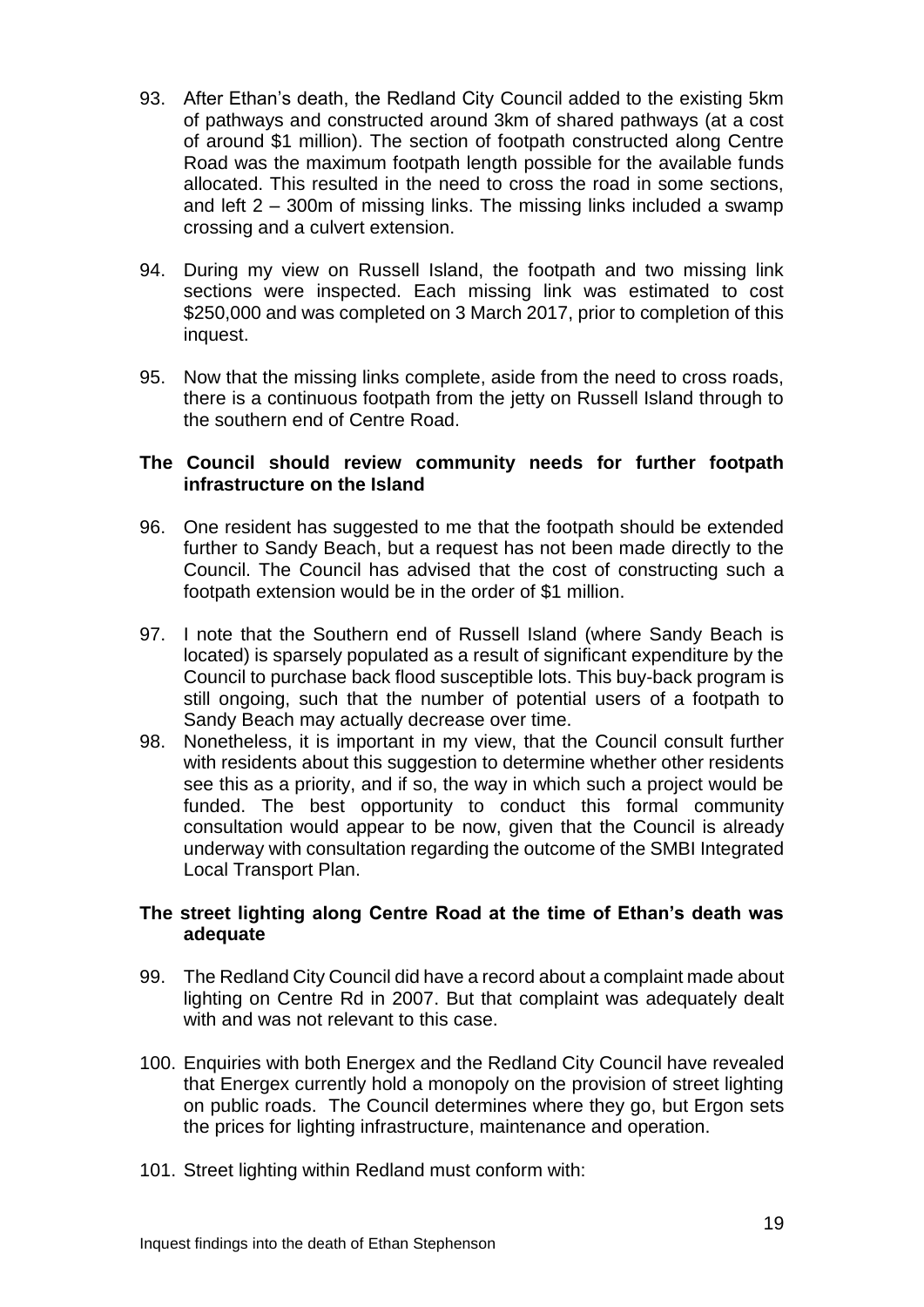93. After Ethan's death, the Redland City Council added to the existing 5km of pathways and constructed around 3km of shared pathways (at a cost of around $1 million). The section of footpath constructed along Centre Road was the maximum footpath length possible for the available funds allocated. This resulted in the need to cross the road in some sections, and left 2 – 300m of missing links. The missing links included a swamp crossing and a culvert extension.

94. During my view on Russell Island, the footpath and two missing link sections were inspected. Each missing link was estimated to cost $250,000 and was completed on 3 March 2017, prior to completion of this inquest.

95. Now that the missing links complete, aside from the need to cross roads, there is a continuous footpath from the jetty on Russell Island through to the southern end of Centre Road.

### The Council should review community needs for further footpath infrastructure on the Island

96. One resident has suggested to me that the footpath should be extended further to Sandy Beach, but a request has not been made directly to the Council. The Council has advised that the cost of constructing such a footpath extension would be in the order of $1 million.

97. I note that the Southern end of Russell Island (where Sandy Beach is located) is sparsely populated as a result of significant expenditure by the Council to purchase back flood susceptible lots. This buy-back program is still ongoing, such that the number of potential users of a footpath to Sandy Beach may actually decrease over time.

98. Nonetheless, it is important in my view, that the Council consult further with residents about this suggestion to determine whether other residents see this as a priority, and if so, the way in which such a project would be funded. The best opportunity to conduct this formal community consultation would appear to be now, given that the Council is already underway with consultation regarding the outcome of the SMBI Integrated Local Transport Plan.

### The street lighting along Centre Road at the time of Ethan's death was adequate

99. The Redland City Council did have a record about a complaint made about lighting on Centre Rd in 2007. But that complaint was adequately dealt with and was not relevant to this case.

100. Enquiries with both Energex and the Redland City Council have revealed that Energex currently hold a monopoly on the provision of street lighting on public roads. The Council determines where they go, but Ergon sets the prices for lighting infrastructure, maintenance and operation.

101. Street lighting within Redland must conform with: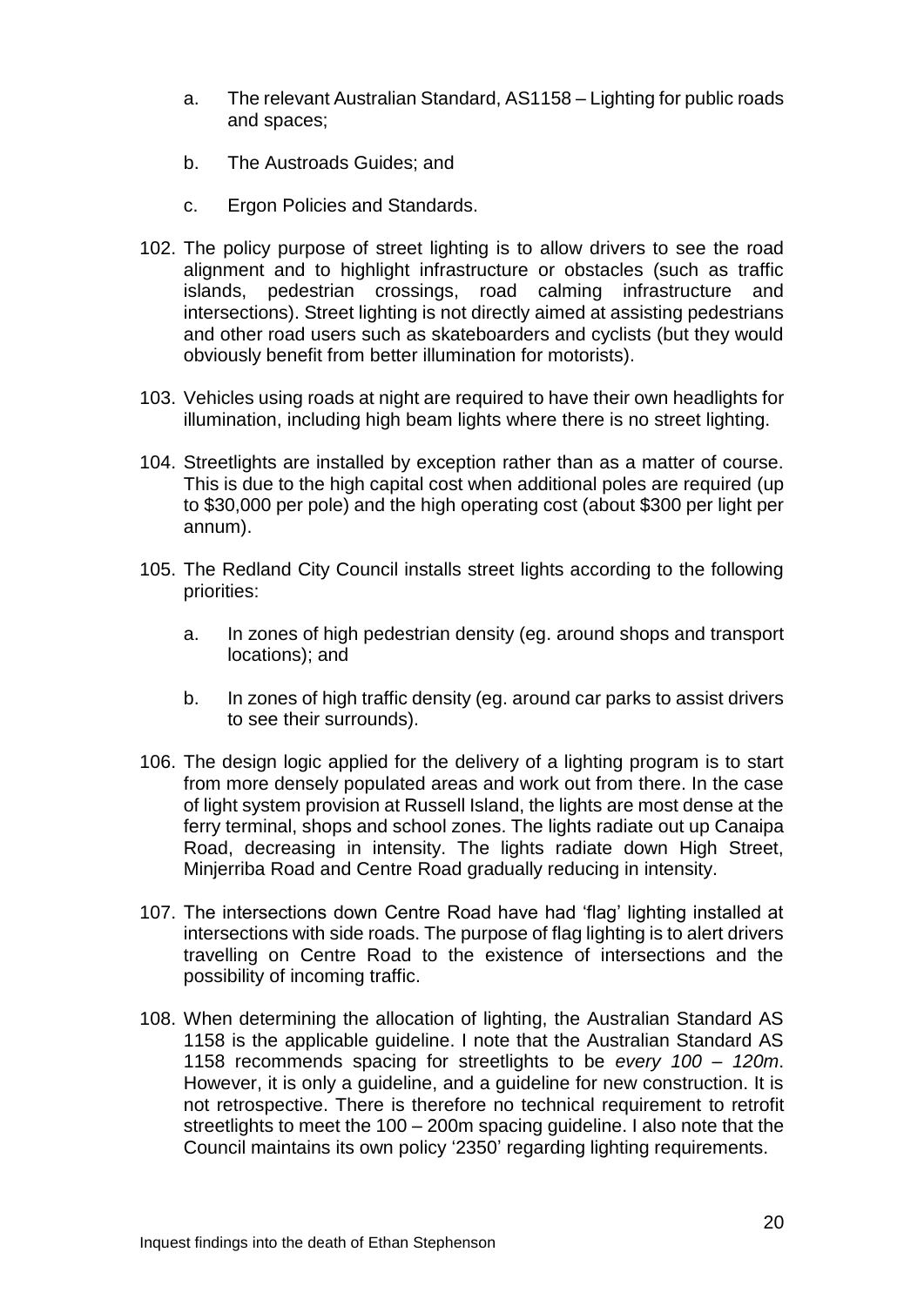a. The relevant Australian Standard, AS1158 – Lighting for public roads and spaces;

b. The Austroads Guides; and

c. Ergon Policies and Standards.

102. The policy purpose of street lighting is to allow drivers to see the road alignment and to highlight infrastructure or obstacles (such as traffic islands, pedestrian crossings, road calming infrastructure and intersections). Street lighting is not directly aimed at assisting pedestrians and other road users such as skateboarders and cyclists (but they would obviously benefit from better illumination for motorists).

103. Vehicles using roads at night are required to have their own headlights for illumination, including high beam lights where there is no street lighting.

104. Streetlights are installed by exception rather than as a matter of course. This is due to the high capital cost when additional poles are required (up to $30,000 per pole) and the high operating cost (about $300 per light per annum).

105. The Redland City Council installs street lights according to the following priorities:

    a. In zones of high pedestrian density (eg. around shops and transport locations); and

    b. In zones of high traffic density (eg. around car parks to assist drivers to see their surrounds).

106. The design logic applied for the delivery of a lighting program is to start from more densely populated areas and work out from there. In the case of light system provision at Russell Island, the lights are most dense at the ferry terminal, shops and school zones. The lights radiate out up Canaipa Road, decreasing in intensity. The lights radiate down High Street, Minjerriba Road and Centre Road gradually reducing in intensity.

107. The intersections down Centre Road have had 'flag' lighting installed at intersections with side roads. The purpose of flag lighting is to alert drivers travelling on Centre Road to the existence of intersections and the possibility of incoming traffic.

108. When determining the allocation of lighting, the Australian Standard AS 1158 is the applicable guideline. I note that the Australian Standard AS 1158 recommends spacing for streetlights to be *every 100 – 120m*. However, it is only a guideline, and a guideline for new construction. It is not retrospective. There is therefore no technical requirement to retrofit streetlights to meet the 100 – 200m spacing guideline. I also note that the Council maintains its own policy '2350' regarding lighting requirements.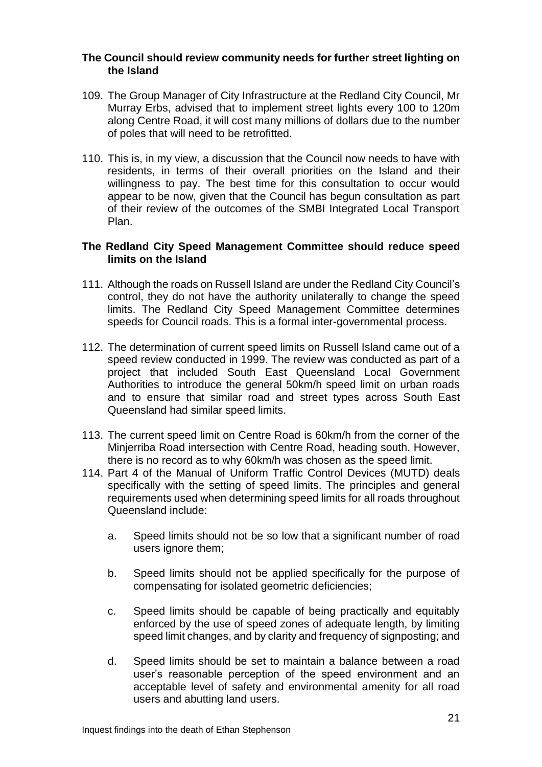**The Council should review community needs for further street lighting on the Island**

109. The Group Manager of City Infrastructure at the Redland City Council, Mr Murray Erbs, advised that to implement street lights every 100 to 120m along Centre Road, it will cost many millions of dollars due to the number of poles that will need to be retrofitted.

110. This is, in my view, a discussion that the Council now needs to have with residents, in terms of their overall priorities on the Island and their willingness to pay. The best time for this consultation to occur would appear to be now, given that the Council has begun consultation as part of their review of the outcomes of the SMBI Integrated Local Transport Plan.

**The Redland City Speed Management Committee should reduce speed limits on the Island**

111. Although the roads on Russell Island are under the Redland City Council's control, they do not have the authority unilaterally to change the speed limits. The Redland City Speed Management Committee determines speeds for Council roads. This is a formal inter-governmental process.

112. The determination of current speed limits on Russell Island came out of a speed review conducted in 1999. The review was conducted as part of a project that included South East Queensland Local Government Authorities to introduce the general 50km/h speed limit on urban roads and to ensure that similar road and street types across South East Queensland had similar speed limits.

113. The current speed limit on Centre Road is 60km/h from the corner of the Minjerriba Road intersection with Centre Road, heading south. However, there is no record as to why 60km/h was chosen as the speed limit.

114. Part 4 of the Manual of Uniform Traffic Control Devices (MUTD) deals specifically with the setting of speed limits. The principles and general requirements used when determining speed limits for all roads throughout Queensland include:

    a. Speed limits should not be so low that a significant number of road users ignore them;

    b. Speed limits should not be applied specifically for the purpose of compensating for isolated geometric deficiencies;

    c. Speed limits should be capable of being practically and equitably enforced by the use of speed zones of adequate length, by limiting speed limit changes, and by clarity and frequency of signposting; and

    d. Speed limits should be set to maintain a balance between a road user's reasonable perception of the speed environment and an acceptable level of safety and environmental amenity for all road users and abutting land users.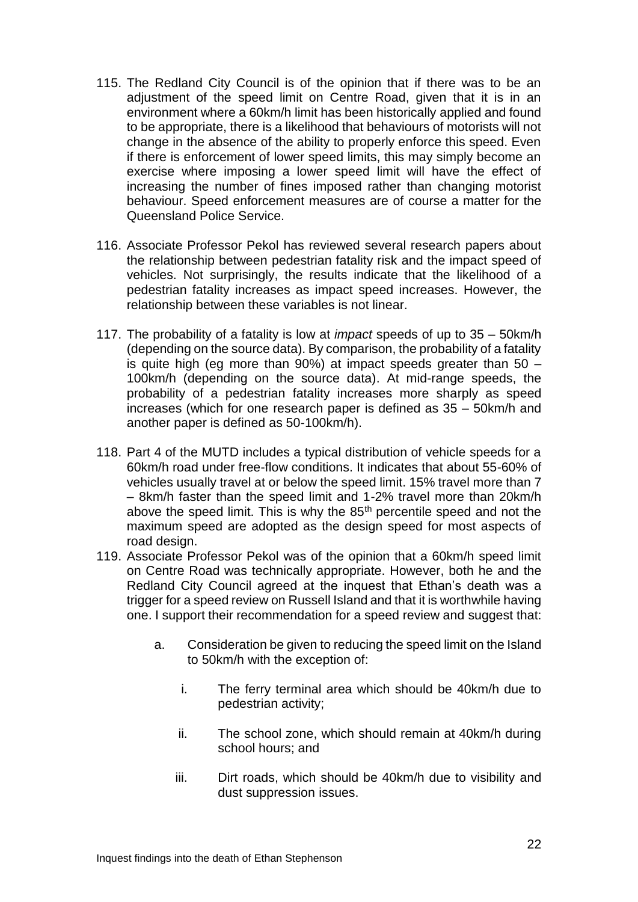115. The Redland City Council is of the opinion that if there was to be an adjustment of the speed limit on Centre Road, given that it is in an environment where a 60km/h limit has been historically applied and found to be appropriate, there is a likelihood that behaviours of motorists will not change in the absence of the ability to properly enforce this speed. Even if there is enforcement of lower speed limits, this may simply become an exercise where imposing a lower speed limit will have the effect of increasing the number of fines imposed rather than changing motorist behaviour. Speed enforcement measures are of course a matter for the Queensland Police Service.

116. Associate Professor Pekol has reviewed several research papers about the relationship between pedestrian fatality risk and the impact speed of vehicles. Not surprisingly, the results indicate that the likelihood of a pedestrian fatality increases as impact speed increases. However, the relationship between these variables is not linear.

117. The probability of a fatality is low at *impact* speeds of up to 35 – 50km/h (depending on the source data). By comparison, the probability of a fatality is quite high (eg more than 90%) at impact speeds greater than 50 – 100km/h (depending on the source data). At mid-range speeds, the probability of a pedestrian fatality increases more sharply as speed increases (which for one research paper is defined as 35 – 50km/h and another paper is defined as 50-100km/h).

118. Part 4 of the MUTD includes a typical distribution of vehicle speeds for a 60km/h road under free-flow conditions. It indicates that about 55-60% of vehicles usually travel at or below the speed limit. 15% travel more than 7 – 8km/h faster than the speed limit and 1-2% travel more than 20km/h above the speed limit. This is why the 85th percentile speed and not the maximum speed are adopted as the design speed for most aspects of road design.

119. Associate Professor Pekol was of the opinion that a 60km/h speed limit on Centre Road was technically appropriate. However, both he and the Redland City Council agreed at the inquest that Ethan's death was a trigger for a speed review on Russell Island and that it is worthwhile having one. I support their recommendation for a speed review and suggest that:

    a. Consideration be given to reducing the speed limit on the Island to 50km/h with the exception of:

        i. The ferry terminal area which should be 40km/h due to pedestrian activity;

        ii. The school zone, which should remain at 40km/h during school hours; and

        iii. Dirt roads, which should be 40km/h due to visibility and dust suppression issues.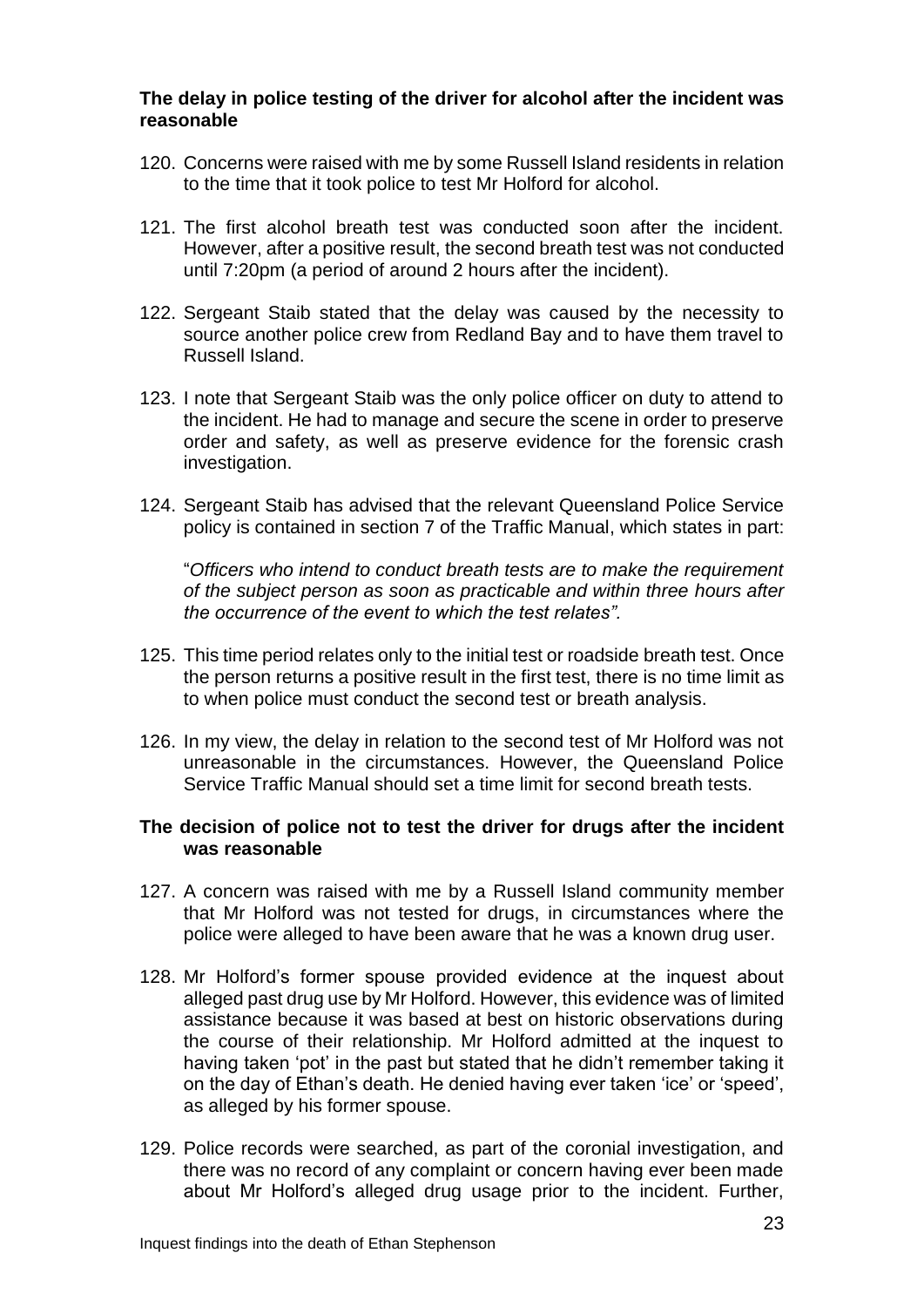**The delay in police testing of the driver for alcohol after the incident was reasonable**

120. Concerns were raised with me by some Russell Island residents in relation to the time that it took police to test Mr Holford for alcohol.

121. The first alcohol breath test was conducted soon after the incident. However, after a positive result, the second breath test was not conducted until 7:20pm (a period of around 2 hours after the incident).

122. Sergeant Staib stated that the delay was caused by the necessity to source another police crew from Redland Bay and to have them travel to Russell Island.

123. I note that Sergeant Staib was the only police officer on duty to attend to the incident. He had to manage and secure the scene in order to preserve order and safety, as well as preserve evidence for the forensic crash investigation.

124. Sergeant Staib has advised that the relevant Queensland Police Service policy is contained in section 7 of the Traffic Manual, which states in part:

    "*Officers who intend to conduct breath tests are to make the requirement of the subject person as soon as practicable and within three hours after the occurrence of the event to which the test relates".*

125. This time period relates only to the initial test or roadside breath test. Once the person returns a positive result in the first test, there is no time limit as to when police must conduct the second test or breath analysis.

126. In my view, the delay in relation to the second test of Mr Holford was not unreasonable in the circumstances. However, the Queensland Police Service Traffic Manual should set a time limit for second breath tests.

**The decision of police not to test the driver for drugs after the incident was reasonable**

127. A concern was raised with me by a Russell Island community member that Mr Holford was not tested for drugs, in circumstances where the police were alleged to have been aware that he was a known drug user.

128. Mr Holford's former spouse provided evidence at the inquest about alleged past drug use by Mr Holford. However, this evidence was of limited assistance because it was based at best on historic observations during the course of their relationship. Mr Holford admitted at the inquest to having taken 'pot' in the past but stated that he didn't remember taking it on the day of Ethan's death. He denied having ever taken 'ice' or 'speed', as alleged by his former spouse.

129. Police records were searched, as part of the coronial investigation, and there was no record of any complaint or concern having ever been made about Mr Holford's alleged drug usage prior to the incident. Further,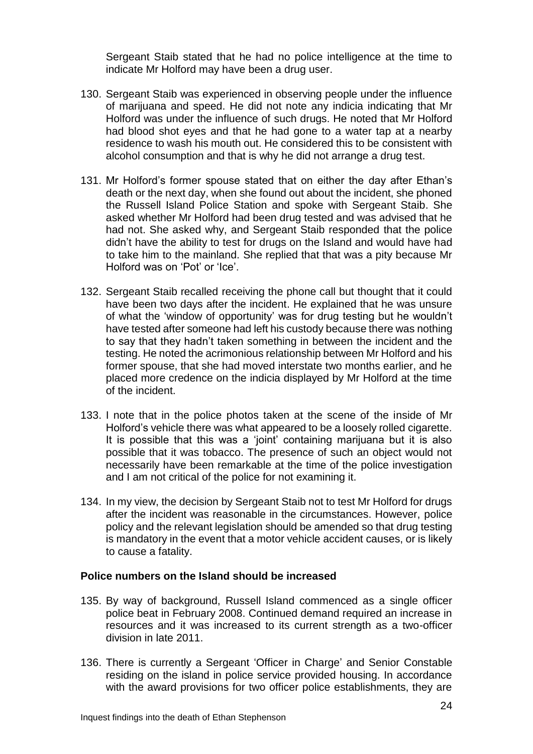Sergeant Staib stated that he had no police intelligence at the time to indicate Mr Holford may have been a drug user.

130. Sergeant Staib was experienced in observing people under the influence of marijuana and speed. He did not note any indicia indicating that Mr Holford was under the influence of such drugs. He noted that Mr Holford had blood shot eyes and that he had gone to a water tap at a nearby residence to wash his mouth out. He considered this to be consistent with alcohol consumption and that is why he did not arrange a drug test.

131. Mr Holford's former spouse stated that on either the day after Ethan's death or the next day, when she found out about the incident, she phoned the Russell Island Police Station and spoke with Sergeant Staib. She asked whether Mr Holford had been drug tested and was advised that he had not. She asked why, and Sergeant Staib responded that the police didn't have the ability to test for drugs on the Island and would have had to take him to the mainland. She replied that that was a pity because Mr Holford was on 'Pot' or 'Ice'.

132. Sergeant Staib recalled receiving the phone call but thought that it could have been two days after the incident. He explained that he was unsure of what the 'window of opportunity' was for drug testing but he wouldn't have tested after someone had left his custody because there was nothing to say that they hadn't taken something in between the incident and the testing. He noted the acrimonious relationship between Mr Holford and his former spouse, that she had moved interstate two months earlier, and he placed more credence on the indicia displayed by Mr Holford at the time of the incident.

133. I note that in the police photos taken at the scene of the inside of Mr Holford's vehicle there was what appeared to be a loosely rolled cigarette. It is possible that this was a 'joint' containing marijuana but it is also possible that it was tobacco. The presence of such an object would not necessarily have been remarkable at the time of the police investigation and I am not critical of the police for not examining it.

134. In my view, the decision by Sergeant Staib not to test Mr Holford for drugs after the incident was reasonable in the circumstances. However, police policy and the relevant legislation should be amended so that drug testing is mandatory in the event that a motor vehicle accident causes, or is likely to cause a fatality.

**Police numbers on the Island should be increased**

135. By way of background, Russell Island commenced as a single officer police beat in February 2008. Continued demand required an increase in resources and it was increased to its current strength as a two-officer division in late 2011.

136. There is currently a Sergeant 'Officer in Charge' and Senior Constable residing on the island in police service provided housing. In accordance with the award provisions for two officer police establishments, they are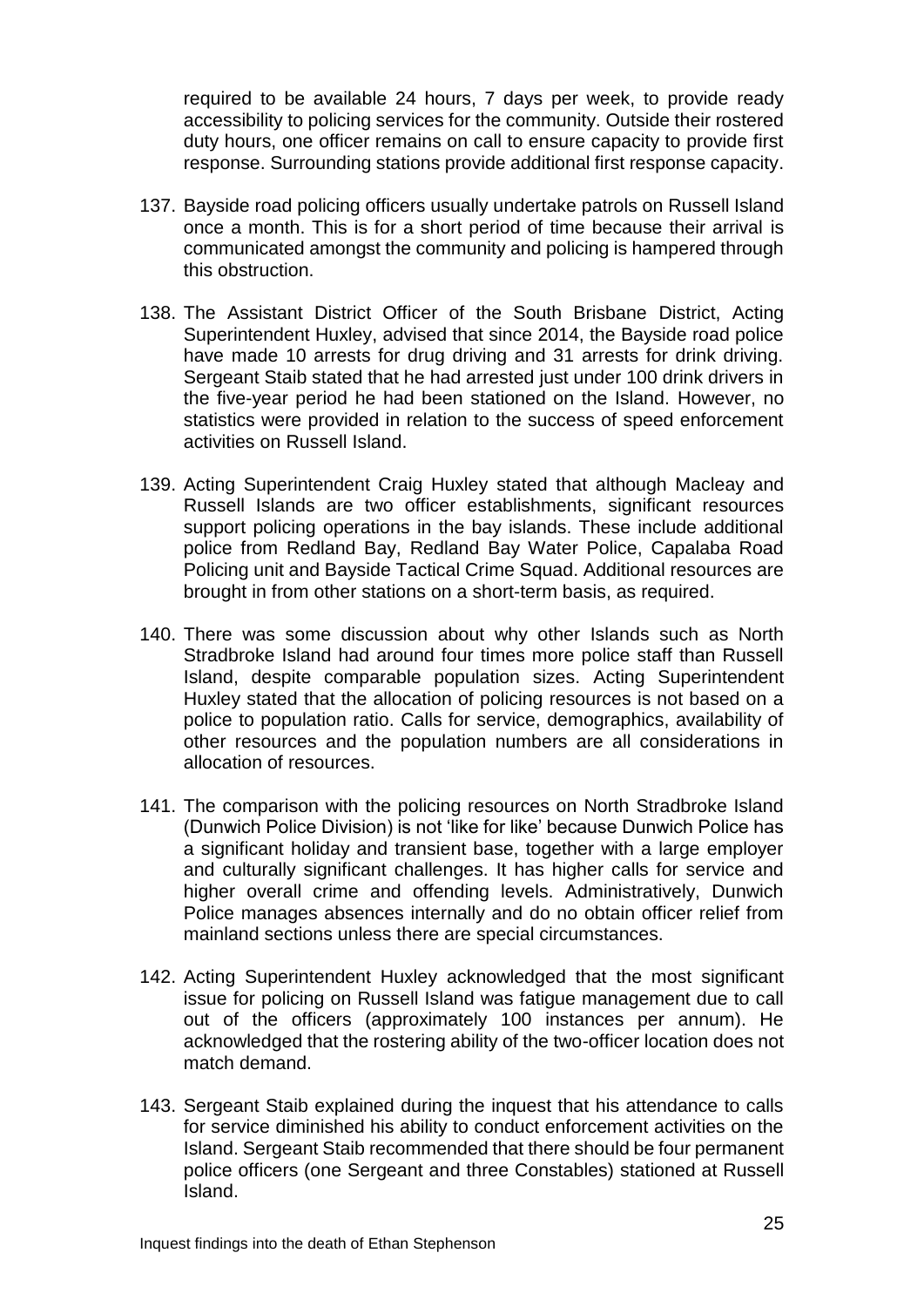required to be available 24 hours, 7 days per week, to provide ready accessibility to policing services for the community. Outside their rostered duty hours, one officer remains on call to ensure capacity to provide first response. Surrounding stations provide additional first response capacity.

137. Bayside road policing officers usually undertake patrols on Russell Island once a month. This is for a short period of time because their arrival is communicated amongst the community and policing is hampered through this obstruction.

138. The Assistant District Officer of the South Brisbane District, Acting Superintendent Huxley, advised that since 2014, the Bayside road police have made 10 arrests for drug driving and 31 arrests for drink driving. Sergeant Staib stated that he had arrested just under 100 drink drivers in the five-year period he had been stationed on the Island. However, no statistics were provided in relation to the success of speed enforcement activities on Russell Island.

139. Acting Superintendent Craig Huxley stated that although Macleay and Russell Islands are two officer establishments, significant resources support policing operations in the bay islands. These include additional police from Redland Bay, Redland Bay Water Police, Capalaba Road Policing unit and Bayside Tactical Crime Squad. Additional resources are brought in from other stations on a short-term basis, as required.

140. There was some discussion about why other Islands such as North Stradbroke Island had around four times more police staff than Russell Island, despite comparable population sizes. Acting Superintendent Huxley stated that the allocation of policing resources is not based on a police to population ratio. Calls for service, demographics, availability of other resources and the population numbers are all considerations in allocation of resources.

141. The comparison with the policing resources on North Stradbroke Island (Dunwich Police Division) is not 'like for like' because Dunwich Police has a significant holiday and transient base, together with a large employer and culturally significant challenges. It has higher calls for service and higher overall crime and offending levels. Administratively, Dunwich Police manages absences internally and do no obtain officer relief from mainland sections unless there are special circumstances.

142. Acting Superintendent Huxley acknowledged that the most significant issue for policing on Russell Island was fatigue management due to call out of the officers (approximately 100 instances per annum). He acknowledged that the rostering ability of the two-officer location does not match demand.

143. Sergeant Staib explained during the inquest that his attendance to calls for service diminished his ability to conduct enforcement activities on the Island. Sergeant Staib recommended that there should be four permanent police officers (one Sergeant and three Constables) stationed at Russell Island.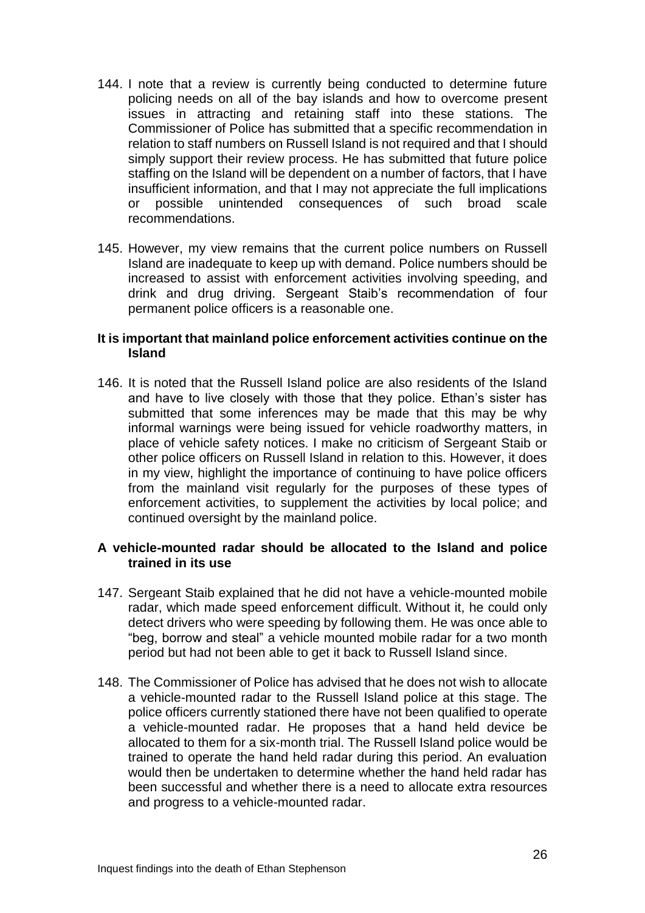144. I note that a review is currently being conducted to determine future policing needs on all of the bay islands and how to overcome present issues in attracting and retaining staff into these stations. The Commissioner of Police has submitted that a specific recommendation in relation to staff numbers on Russell Island is not required and that I should simply support their review process. He has submitted that future police staffing on the Island will be dependent on a number of factors, that I have insufficient information, and that I may not appreciate the full implications or possible unintended consequences of such broad scale recommendations.

145. However, my view remains that the current police numbers on Russell Island are inadequate to keep up with demand. Police numbers should be increased to assist with enforcement activities involving speeding, and drink and drug driving. Sergeant Staib's recommendation of four permanent police officers is a reasonable one.

**It is important that mainland police enforcement activities continue on the Island**

146. It is noted that the Russell Island police are also residents of the Island and have to live closely with those that they police. Ethan's sister has submitted that some inferences may be made that this may be why informal warnings were being issued for vehicle roadworthy matters, in place of vehicle safety notices. I make no criticism of Sergeant Staib or other police officers on Russell Island in relation to this. However, it does in my view, highlight the importance of continuing to have police officers from the mainland visit regularly for the purposes of these types of enforcement activities, to supplement the activities by local police; and continued oversight by the mainland police.

**A vehicle-mounted radar should be allocated to the Island and police trained in its use**

147. Sergeant Staib explained that he did not have a vehicle-mounted mobile radar, which made speed enforcement difficult. Without it, he could only detect drivers who were speeding by following them. He was once able to "beg, borrow and steal" a vehicle mounted mobile radar for a two month period but had not been able to get it back to Russell Island since.

148. The Commissioner of Police has advised that he does not wish to allocate a vehicle-mounted radar to the Russell Island police at this stage. The police officers currently stationed there have not been qualified to operate a vehicle-mounted radar. He proposes that a hand held device be allocated to them for a six-month trial. The Russell Island police would be trained to operate the hand held radar during this period. An evaluation would then be undertaken to determine whether the hand held radar has been successful and whether there is a need to allocate extra resources and progress to a vehicle-mounted radar.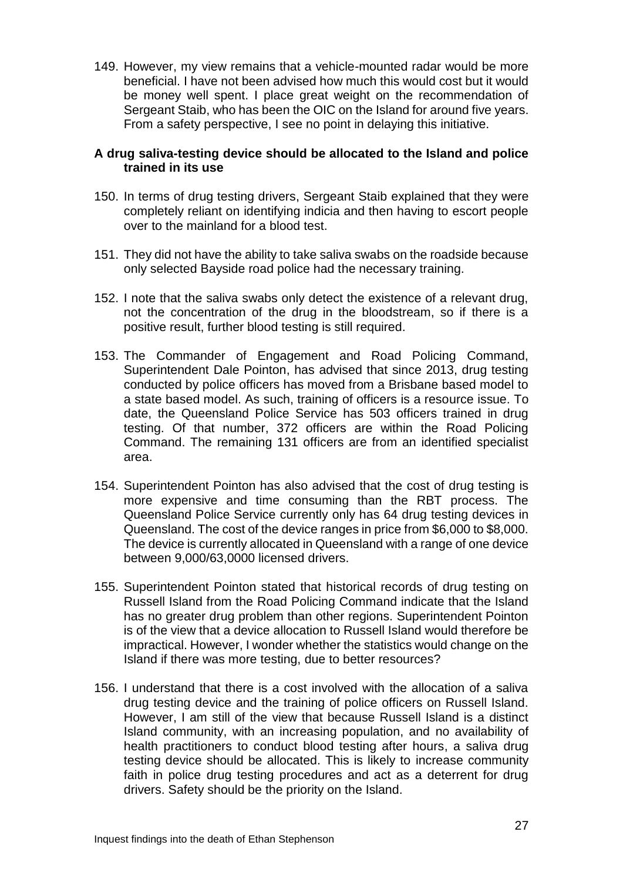149. However, my view remains that a vehicle-mounted radar would be more beneficial. I have not been advised how much this would cost but it would be money well spent. I place great weight on the recommendation of Sergeant Staib, who has been the OIC on the Island for around five years. From a safety perspective, I see no point in delaying this initiative.

**A drug saliva-testing device should be allocated to the Island and police trained in its use**

150. In terms of drug testing drivers, Sergeant Staib explained that they were completely reliant on identifying indicia and then having to escort people over to the mainland for a blood test.

151. They did not have the ability to take saliva swabs on the roadside because only selected Bayside road police had the necessary training.

152. I note that the saliva swabs only detect the existence of a relevant drug, not the concentration of the drug in the bloodstream, so if there is a positive result, further blood testing is still required.

153. The Commander of Engagement and Road Policing Command, Superintendent Dale Pointon, has advised that since 2013, drug testing conducted by police officers has moved from a Brisbane based model to a state based model. As such, training of officers is a resource issue. To date, the Queensland Police Service has 503 officers trained in drug testing. Of that number, 372 officers are within the Road Policing Command. The remaining 131 officers are from an identified specialist area.

154. Superintendent Pointon has also advised that the cost of drug testing is more expensive and time consuming than the RBT process. The Queensland Police Service currently only has 64 drug testing devices in Queensland. The cost of the device ranges in price from $6,000 to $8,000. The device is currently allocated in Queensland with a range of one device between 9,000/63,0000 licensed drivers.

155. Superintendent Pointon stated that historical records of drug testing on Russell Island from the Road Policing Command indicate that the Island has no greater drug problem than other regions. Superintendent Pointon is of the view that a device allocation to Russell Island would therefore be impractical. However, I wonder whether the statistics would change on the Island if there was more testing, due to better resources?

156. I understand that there is a cost involved with the allocation of a saliva drug testing device and the training of police officers on Russell Island. However, I am still of the view that because Russell Island is a distinct Island community, with an increasing population, and no availability of health practitioners to conduct blood testing after hours, a saliva drug testing device should be allocated. This is likely to increase community faith in police drug testing procedures and act as a deterrent for drug drivers. Safety should be the priority on the Island.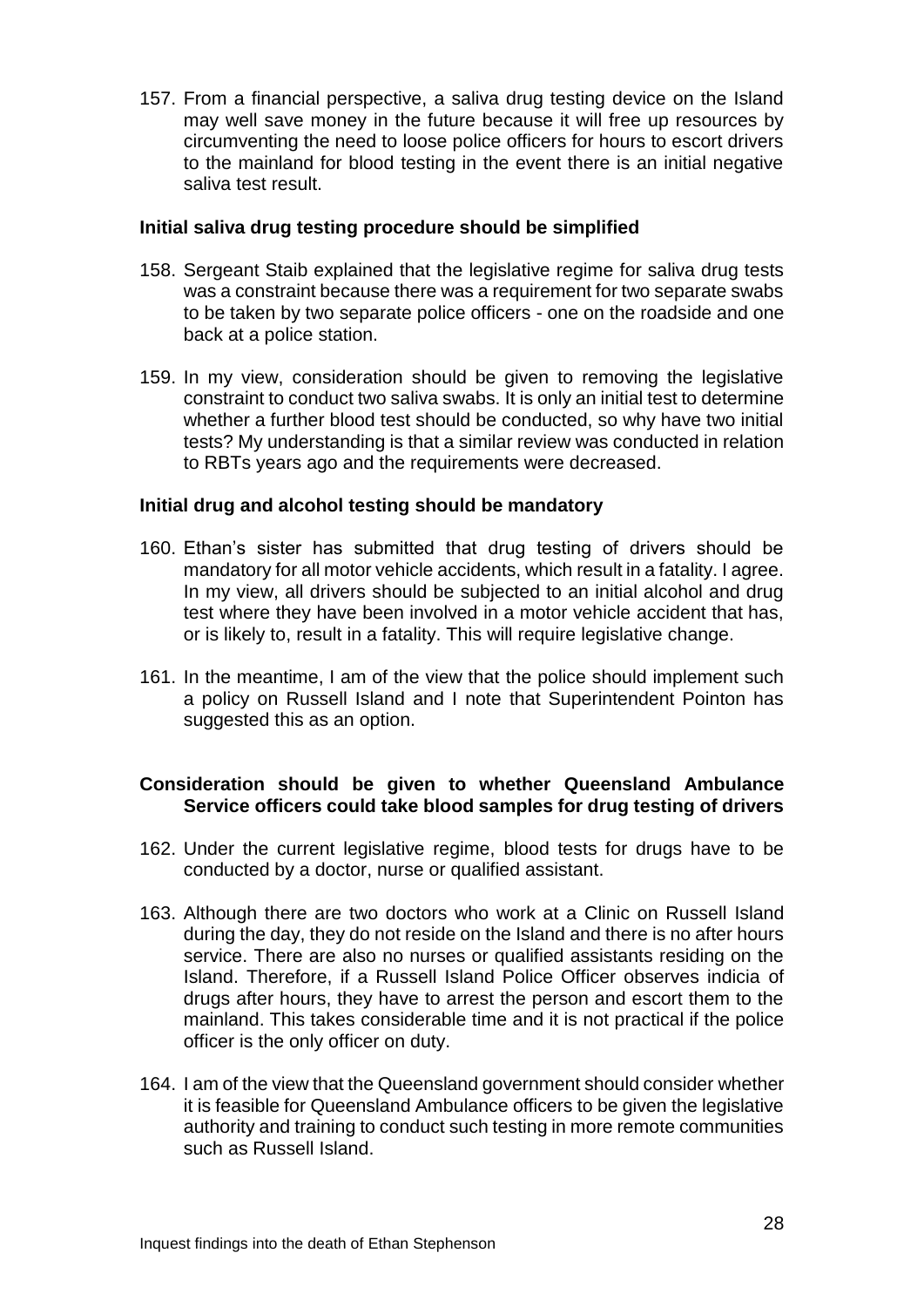157. From a financial perspective, a saliva drug testing device on the Island may well save money in the future because it will free up resources by circumventing the need to loose police officers for hours to escort drivers to the mainland for blood testing in the event there is an initial negative saliva test result.

**Initial saliva drug testing procedure should be simplified**

158. Sergeant Staib explained that the legislative regime for saliva drug tests was a constraint because there was a requirement for two separate swabs to be taken by two separate police officers - one on the roadside and one back at a police station.

159. In my view, consideration should be given to removing the legislative constraint to conduct two saliva swabs. It is only an initial test to determine whether a further blood test should be conducted, so why have two initial tests? My understanding is that a similar review was conducted in relation to RBTs years ago and the requirements were decreased.

**Initial drug and alcohol testing should be mandatory**

160. Ethan's sister has submitted that drug testing of drivers should be mandatory for all motor vehicle accidents, which result in a fatality. I agree. In my view, all drivers should be subjected to an initial alcohol and drug test where they have been involved in a motor vehicle accident that has, or is likely to, result in a fatality. This will require legislative change.

161. In the meantime, I am of the view that the police should implement such a policy on Russell Island and I note that Superintendent Pointon has suggested this as an option.

**Consideration should be given to whether Queensland Ambulance Service officers could take blood samples for drug testing of drivers**

162. Under the current legislative regime, blood tests for drugs have to be conducted by a doctor, nurse or qualified assistant.

163. Although there are two doctors who work at a Clinic on Russell Island during the day, they do not reside on the Island and there is no after hours service. There are also no nurses or qualified assistants residing on the Island. Therefore, if a Russell Island Police Officer observes indicia of drugs after hours, they have to arrest the person and escort them to the mainland. This takes considerable time and it is not practical if the police officer is the only officer on duty.

164. I am of the view that the Queensland government should consider whether it is feasible for Queensland Ambulance officers to be given the legislative authority and training to conduct such testing in more remote communities such as Russell Island.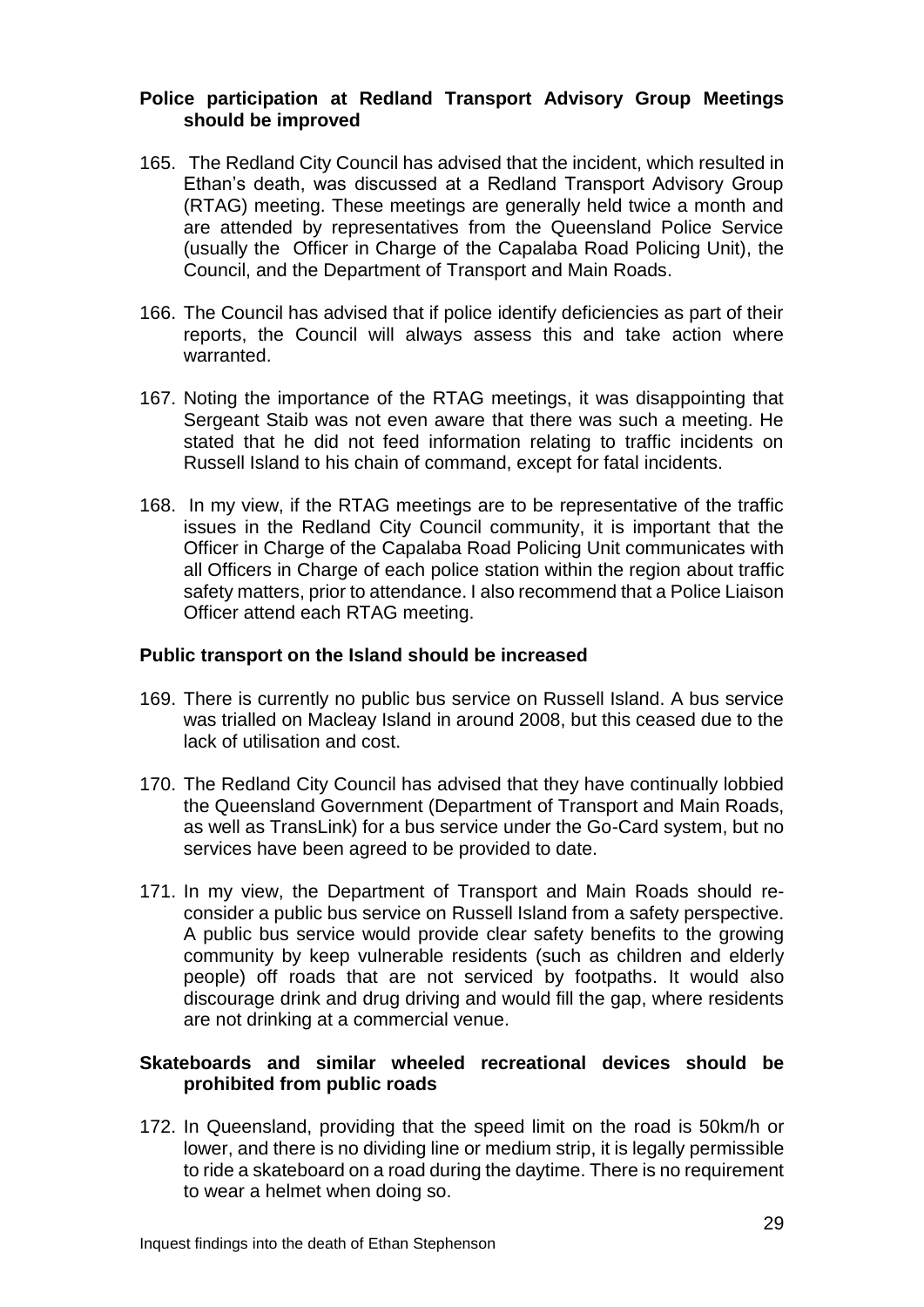### Police participation at Redland Transport Advisory Group Meetings should be improved

165. The Redland City Council has advised that the incident, which resulted in Ethan's death, was discussed at a Redland Transport Advisory Group (RTAG) meeting. These meetings are generally held twice a month and are attended by representatives from the Queensland Police Service (usually the Officer in Charge of the Capalaba Road Policing Unit), the Council, and the Department of Transport and Main Roads.

166. The Council has advised that if police identify deficiencies as part of their reports, the Council will always assess this and take action where warranted.

167. Noting the importance of the RTAG meetings, it was disappointing that Sergeant Staib was not even aware that there was such a meeting. He stated that he did not feed information relating to traffic incidents on Russell Island to his chain of command, except for fatal incidents.

168. In my view, if the RTAG meetings are to be representative of the traffic issues in the Redland City Council community, it is important that the Officer in Charge of the Capalaba Road Policing Unit communicates with all Officers in Charge of each police station within the region about traffic safety matters, prior to attendance. I also recommend that a Police Liaison Officer attend each RTAG meeting.

### Public transport on the Island should be increased

169. There is currently no public bus service on Russell Island. A bus service was trialled on Macleay Island in around 2008, but this ceased due to the lack of utilisation and cost.

170. The Redland City Council has advised that they have continually lobbied the Queensland Government (Department of Transport and Main Roads, as well as TransLink) for a bus service under the Go-Card system, but no services have been agreed to be provided to date.

171. In my view, the Department of Transport and Main Roads should re-consider a public bus service on Russell Island from a safety perspective. A public bus service would provide clear safety benefits to the growing community by keep vulnerable residents (such as children and elderly people) off roads that are not serviced by footpaths. It would also discourage drink and drug driving and would fill the gap, where residents are not drinking at a commercial venue.

### Skateboards and similar wheeled recreational devices should be prohibited from public roads

172. In Queensland, providing that the speed limit on the road is 50km/h or lower, and there is no dividing line or medium strip, it is legally permissible to ride a skateboard on a road during the daytime. There is no requirement to wear a helmet when doing so.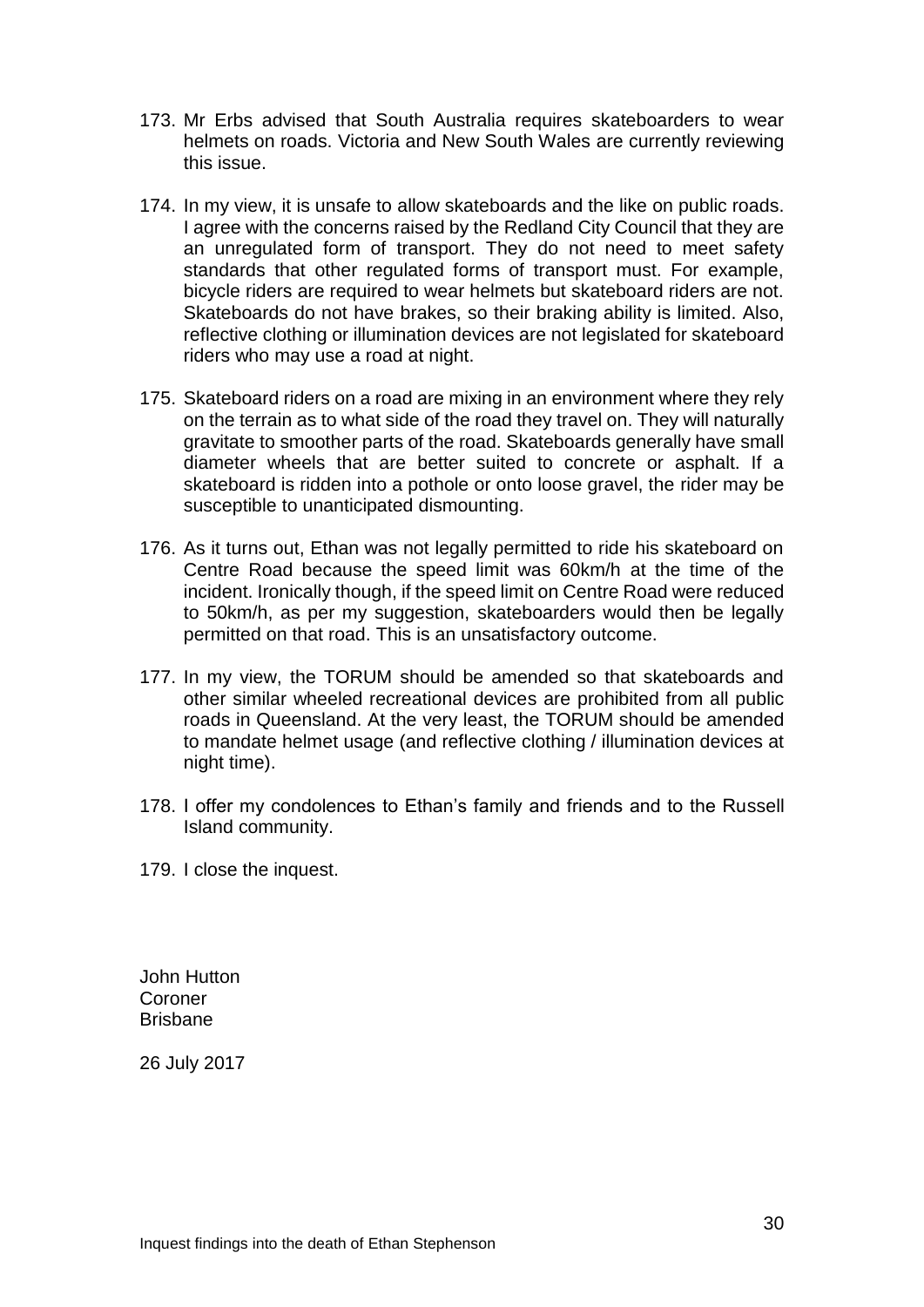173. Mr Erbs advised that South Australia requires skateboarders to wear helmets on roads. Victoria and New South Wales are currently reviewing this issue.

174. In my view, it is unsafe to allow skateboards and the like on public roads. I agree with the concerns raised by the Redland City Council that they are an unregulated form of transport. They do not need to meet safety standards that other regulated forms of transport must. For example, bicycle riders are required to wear helmets but skateboard riders are not. Skateboards do not have brakes, so their braking ability is limited. Also, reflective clothing or illumination devices are not legislated for skateboard riders who may use a road at night.

175. Skateboard riders on a road are mixing in an environment where they rely on the terrain as to what side of the road they travel on. They will naturally gravitate to smoother parts of the road. Skateboards generally have small diameter wheels that are better suited to concrete or asphalt. If a skateboard is ridden into a pothole or onto loose gravel, the rider may be susceptible to unanticipated dismounting.

176. As it turns out, Ethan was not legally permitted to ride his skateboard on Centre Road because the speed limit was 60km/h at the time of the incident. Ironically though, if the speed limit on Centre Road were reduced to 50km/h, as per my suggestion, skateboarders would then be legally permitted on that road. This is an unsatisfactory outcome.

177. In my view, the TORUM should be amended so that skateboards and other similar wheeled recreational devices are prohibited from all public roads in Queensland. At the very least, the TORUM should be amended to mandate helmet usage (and reflective clothing / illumination devices at night time).

178. I offer my condolences to Ethan's family and friends and to the Russell Island community.

179. I close the inquest.

John Hutton
Coroner
Brisbane

26 July 2017